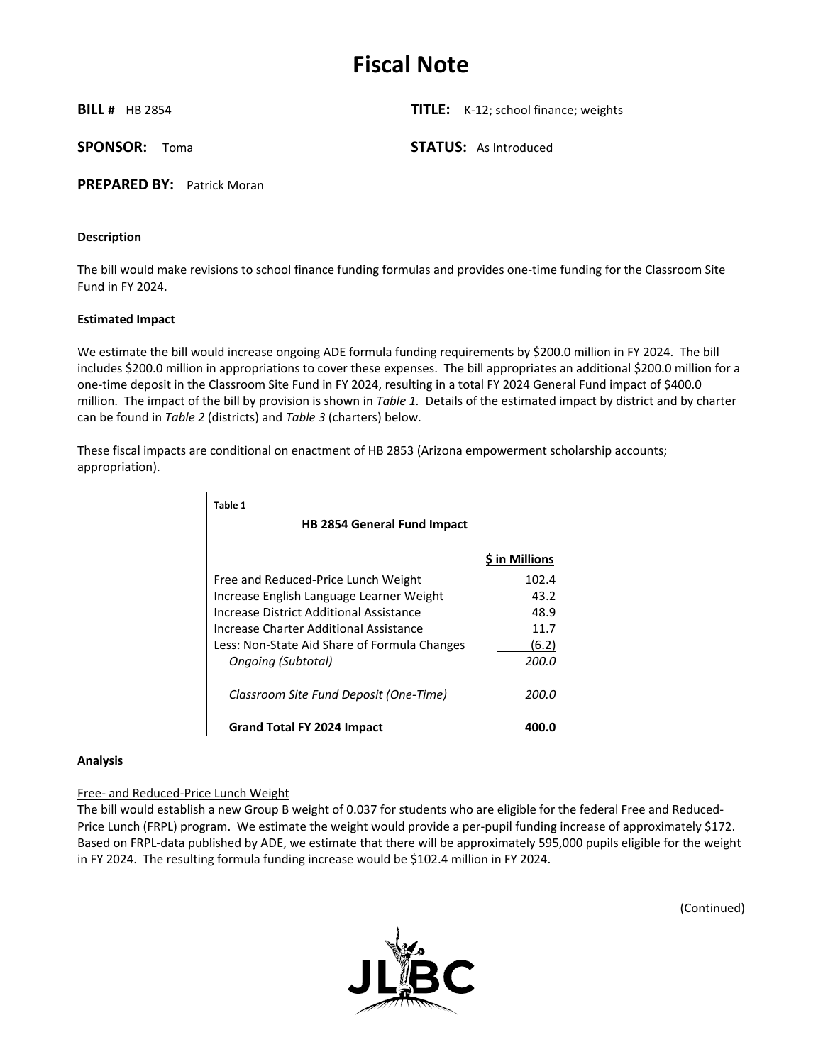# Fiscal Note

**BILL #** HB 2854 **TITLE:** K-12; school finance; weights

**SPONSOR:** Toma **STATUS:** As Introduced

**PREPARED BY:** Patrick Moran

### Description

The bill would make revisions to school finance funding formulas and provides one-time funding for the Classroom Site Fund in FY 2024.

### Estimated Impact

We estimate the bill would increase ongoing ADE formula funding requirements by $200.0 million in FY 2024. The bill includes $200.0 million in appropriations to cover these expenses. The bill appropriates an additional $200.0 million for a one-time deposit in the Classroom Site Fund in FY 2024, resulting in a total FY 2024 General Fund impact of $400.0 million. The impact of the bill by provision is shown in *Table 1*. Details of the estimated impact by district and by charter can be found in *Table 2* (districts) and *Table 3* (charters) below.

These fiscal impacts are conditional on enactment of HB 2853 (Arizona empowerment scholarship accounts; appropriation).

**Table 1**

**HB 2854 General Fund Impact**

| | $ in Millions |
|---|---|
| Free and Reduced-Price Lunch Weight | 102.4 |
| Increase English Language Learner Weight | 43.2 |
| Increase District Additional Assistance | 48.9 |
| Increase Charter Additional Assistance | 11.7 |
| Less: Non-State Aid Share of Formula Changes | (6.2) |
| *Ongoing (Subtotal)* | *200.0* |
| *Classroom Site Fund Deposit (One-Time)* | *200.0* |
| **Grand Total FY 2024 Impact** | **400.0** |

### Analysis

Free- and Reduced-Price Lunch Weight

The bill would establish a new Group B weight of 0.037 for students who are eligible for the federal Free and Reduced-Price Lunch (FRPL) program. We estimate the weight would provide a per-pupil funding increase of approximately $172. Based on FRPL-data published by ADE, we estimate that there will be approximately 595,000 pupils eligible for the weight in FY 2024. The resulting formula funding increase would be $102.4 million in FY 2024.

(Continued)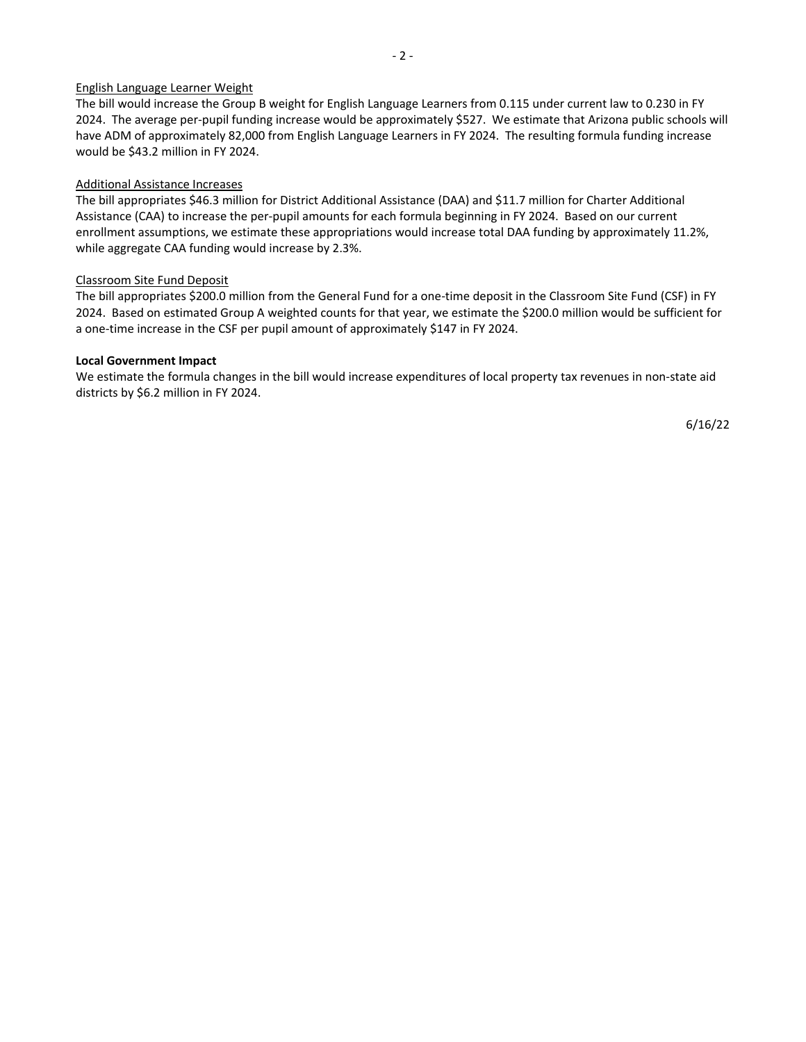English Language Learner Weight

The bill would increase the Group B weight for English Language Learners from 0.115 under current law to 0.230 in FY 2024. The average per-pupil funding increase would be approximately $527. We estimate that Arizona public schools will have ADM of approximately 82,000 from English Language Learners in FY 2024. The resulting formula funding increase would be $43.2 million in FY 2024.

Additional Assistance Increases

The bill appropriates $46.3 million for District Additional Assistance (DAA) and $11.7 million for Charter Additional Assistance (CAA) to increase the per-pupil amounts for each formula beginning in FY 2024. Based on our current enrollment assumptions, we estimate these appropriations would increase total DAA funding by approximately 11.2%, while aggregate CAA funding would increase by 2.3%.

Classroom Site Fund Deposit

The bill appropriates $200.0 million from the General Fund for a one-time deposit in the Classroom Site Fund (CSF) in FY 2024. Based on estimated Group A weighted counts for that year, we estimate the $200.0 million would be sufficient for a one-time increase in the CSF per pupil amount of approximately $147 in FY 2024.

**Local Government Impact**

We estimate the formula changes in the bill would increase expenditures of local property tax revenues in non-state aid districts by $6.2 million in FY 2024.

6/16/22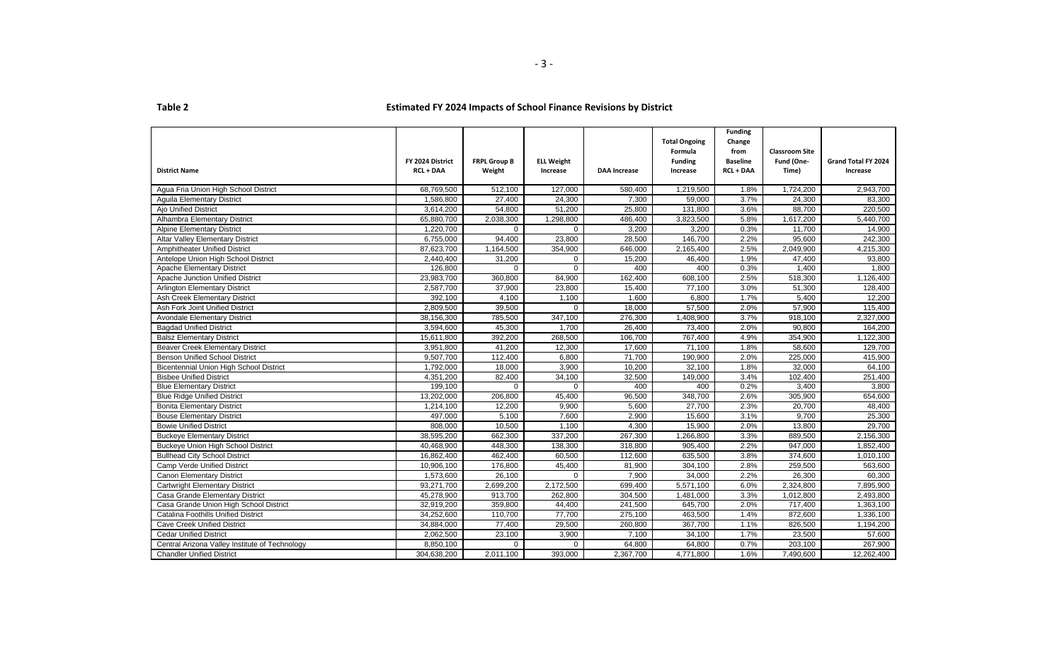**Table 2**

**Estimated FY 2024 Impacts of School Finance Revisions by District**

| District Name | FY 2024 District RCL + DAA | FRPL Group B Weight | ELL Weight Increase | DAA Increase | Total Ongoing Formula Funding Increase | Funding Change from Baseline RCL + DAA | Classroom Site Fund (One-Time) | Grand Total FY 2024 Increase |
|---|---|---|---|---|---|---|---|---|
| Agua Fria Union High School District | 68,769,500 | 512,100 | 127,000 | 580,400 | 1,219,500 | 1.8% | 1,724,200 | 2,943,700 |
| Aguila Elementary District | 1,586,800 | 27,400 | 24,300 | 7,300 | 59,000 | 3.7% | 24,300 | 83,300 |
| Ajo Unified District | 3,614,200 | 54,800 | 51,200 | 25,800 | 131,800 | 3.6% | 88,700 | 220,500 |
| Alhambra Elementary District | 65,880,700 | 2,038,300 | 1,298,800 | 486,400 | 3,823,500 | 5.8% | 1,617,200 | 5,440,700 |
| Alpine Elementary District | 1,220,700 | 0 | 0 | 3,200 | 3,200 | 0.3% | 11,700 | 14,900 |
| Altar Valley Elementary District | 6,755,000 | 94,400 | 23,800 | 28,500 | 146,700 | 2.2% | 95,600 | 242,300 |
| Amphitheater Unified District | 87,623,700 | 1,164,500 | 354,900 | 646,000 | 2,165,400 | 2.5% | 2,049,900 | 4,215,300 |
| Antelope Union High School District | 2,440,400 | 31,200 | 0 | 15,200 | 46,400 | 1.9% | 47,400 | 93,800 |
| Apache Elementary District | 126,800 | 0 | 0 | 400 | 400 | 0.3% | 1,400 | 1,800 |
| Apache Junction Unified District | 23,983,700 | 360,800 | 84,900 | 162,400 | 608,100 | 2.5% | 518,300 | 1,126,400 |
| Arlington Elementary District | 2,587,700 | 37,900 | 23,800 | 15,400 | 77,100 | 3.0% | 51,300 | 128,400 |
| Ash Creek Elementary District | 392,100 | 4,100 | 1,100 | 1,600 | 6,800 | 1.7% | 5,400 | 12,200 |
| Ash Fork Joint Unified District | 2,809,500 | 39,500 | 0 | 18,000 | 57,500 | 2.0% | 57,900 | 115,400 |
| Avondale Elementary District | 38,156,300 | 785,500 | 347,100 | 276,300 | 1,408,900 | 3.7% | 918,100 | 2,327,000 |
| Bagdad Unified District | 3,594,600 | 45,300 | 1,700 | 26,400 | 73,400 | 2.0% | 90,800 | 164,200 |
| Balsz Elementary District | 15,611,800 | 392,200 | 268,500 | 106,700 | 767,400 | 4.9% | 354,900 | 1,122,300 |
| Beaver Creek Elementary District | 3,951,800 | 41,200 | 12,300 | 17,600 | 71,100 | 1.8% | 58,600 | 129,700 |
| Benson Unified School District | 9,507,700 | 112,400 | 6,800 | 71,700 | 190,900 | 2.0% | 225,000 | 415,900 |
| Bicentennial Union High School District | 1,792,000 | 18,000 | 3,900 | 10,200 | 32,100 | 1.8% | 32,000 | 64,100 |
| Bisbee Unified District | 4,351,200 | 82,400 | 34,100 | 32,500 | 149,000 | 3.4% | 102,400 | 251,400 |
| Blue Elementary District | 199,100 | 0 | 0 | 400 | 400 | 0.2% | 3,400 | 3,800 |
| Blue Ridge Unified District | 13,202,000 | 206,800 | 45,400 | 96,500 | 348,700 | 2.6% | 305,900 | 654,600 |
| Bonita Elementary District | 1,214,100 | 12,200 | 9,900 | 5,600 | 27,700 | 2.3% | 20,700 | 48,400 |
| Bouse Elementary District | 497,000 | 5,100 | 7,600 | 2,900 | 15,600 | 3.1% | 9,700 | 25,300 |
| Bowie Unified District | 808,000 | 10,500 | 1,100 | 4,300 | 15,900 | 2.0% | 13,800 | 29,700 |
| Buckeye Elementary District | 38,595,200 | 662,300 | 337,200 | 267,300 | 1,266,800 | 3.3% | 889,500 | 2,156,300 |
| Buckeye Union High School District | 40,468,900 | 448,300 | 138,300 | 318,800 | 905,400 | 2.2% | 947,000 | 1,852,400 |
| Bullhead City School District | 16,862,400 | 462,400 | 60,500 | 112,600 | 635,500 | 3.8% | 374,600 | 1,010,100 |
| Camp Verde Unified District | 10,906,100 | 176,800 | 45,400 | 81,900 | 304,100 | 2.8% | 259,500 | 563,600 |
| Canon Elementary District | 1,573,600 | 26,100 | 0 | 7,900 | 34,000 | 2.2% | 26,300 | 60,300 |
| Cartwright Elementary District | 93,271,700 | 2,699,200 | 2,172,500 | 699,400 | 5,571,100 | 6.0% | 2,324,800 | 7,895,900 |
| Casa Grande Elementary District | 45,278,900 | 913,700 | 262,800 | 304,500 | 1,481,000 | 3.3% | 1,012,800 | 2,493,800 |
| Casa Grande Union High School District | 32,919,200 | 359,800 | 44,400 | 241,500 | 645,700 | 2.0% | 717,400 | 1,363,100 |
| Catalina Foothills Unified District | 34,252,600 | 110,700 | 77,700 | 275,100 | 463,500 | 1.4% | 872,600 | 1,336,100 |
| Cave Creek Unified District | 34,884,000 | 77,400 | 29,500 | 260,800 | 367,700 | 1.1% | 826,500 | 1,194,200 |
| Cedar Unified District | 2,062,500 | 23,100 | 3,900 | 7,100 | 34,100 | 1.7% | 23,500 | 57,600 |
| Central Arizona Valley Institute of Technology | 8,850,100 | 0 | 0 | 64,800 | 64,800 | 0.7% | 203,100 | 267,900 |
| Chandler Unified District | 304,638,200 | 2,011,100 | 393,000 | 2,367,700 | 4,771,800 | 1.6% | 7,490,600 | 12,262,400 |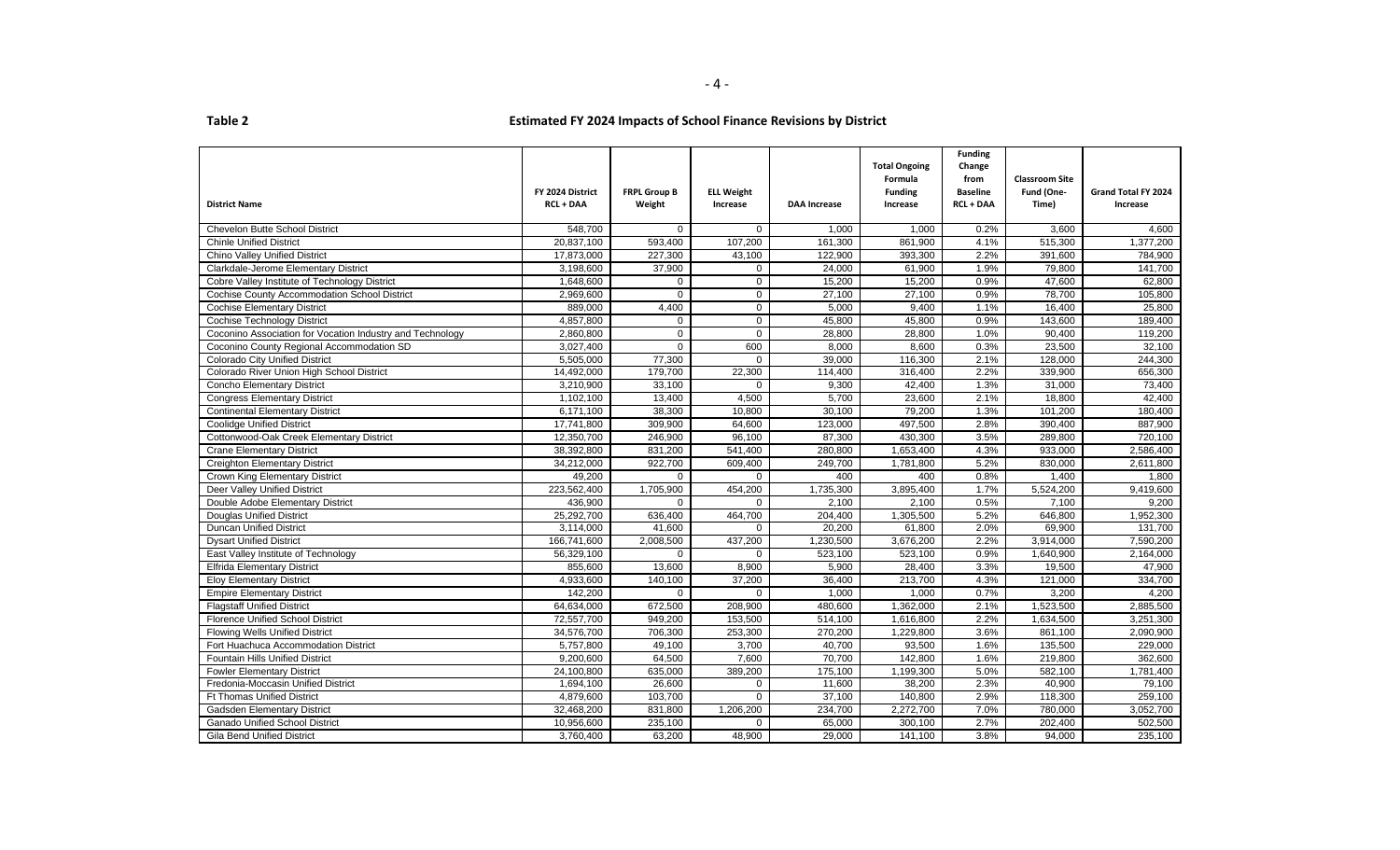**Table 2** **Estimated FY 2024 Impacts of School Finance Revisions by District**

| District Name | FY 2024 District RCL + DAA | FRPL Group B Weight | ELL Weight Increase | DAA Increase | Total Ongoing Formula Funding Increase | Funding Change from Baseline RCL + DAA | Classroom Site Fund (One-Time) | Grand Total FY 2024 Increase |
|---|---|---|---|---|---|---|---|---|
| Chevelon Butte School District | 548,700 | 0 | 0 | 1,000 | 1,000 | 0.2% | 3,600 | 4,600 |
| Chinle Unified District | 20,837,100 | 593,400 | 107,200 | 161,300 | 861,900 | 4.1% | 515,300 | 1,377,200 |
| Chino Valley Unified District | 17,873,000 | 227,300 | 43,100 | 122,900 | 393,300 | 2.2% | 391,600 | 784,900 |
| Clarkdale-Jerome Elementary District | 3,198,600 | 37,900 | 0 | 24,000 | 61,900 | 1.9% | 79,800 | 141,700 |
| Cobre Valley Institute of Technology District | 1,648,600 | 0 | 0 | 15,200 | 15,200 | 0.9% | 47,600 | 62,800 |
| Cochise County Accommodation School District | 2,969,600 | 0 | 0 | 27,100 | 27,100 | 0.9% | 78,700 | 105,800 |
| Cochise Elementary District | 889,000 | 4,400 | 0 | 5,000 | 9,400 | 1.1% | 16,400 | 25,800 |
| Cochise Technology District | 4,857,800 | 0 | 0 | 45,800 | 45,800 | 0.9% | 143,600 | 189,400 |
| Coconino Association for Vocation Industry and Technology | 2,860,800 | 0 | 0 | 28,800 | 28,800 | 1.0% | 90,400 | 119,200 |
| Coconino County Regional Accommodation SD | 3,027,400 | 0 | 600 | 8,000 | 8,600 | 0.3% | 23,500 | 32,100 |
| Colorado City Unified District | 5,505,000 | 77,300 | 0 | 39,000 | 116,300 | 2.1% | 128,000 | 244,300 |
| Colorado River Union High School District | 14,492,000 | 179,700 | 22,300 | 114,400 | 316,400 | 2.2% | 339,900 | 656,300 |
| Concho Elementary District | 3,210,900 | 33,100 | 0 | 9,300 | 42,400 | 1.3% | 31,000 | 73,400 |
| Congress Elementary District | 1,102,100 | 13,400 | 4,500 | 5,700 | 23,600 | 2.1% | 18,800 | 42,400 |
| Continental Elementary District | 6,171,100 | 38,300 | 10,800 | 30,100 | 79,200 | 1.3% | 101,200 | 180,400 |
| Coolidge Unified District | 17,741,800 | 309,900 | 64,600 | 123,000 | 497,500 | 2.8% | 390,400 | 887,900 |
| Cottonwood-Oak Creek Elementary District | 12,350,700 | 246,900 | 96,100 | 87,300 | 430,300 | 3.5% | 289,800 | 720,100 |
| Crane Elementary District | 38,392,800 | 831,200 | 541,400 | 280,800 | 1,653,400 | 4.3% | 933,000 | 2,586,400 |
| Creighton Elementary District | 34,212,000 | 922,700 | 609,400 | 249,700 | 1,781,800 | 5.2% | 830,000 | 2,611,800 |
| Crown King Elementary District | 49,200 | 0 | 0 | 400 | 400 | 0.8% | 1,400 | 1,800 |
| Deer Valley Unified District | 223,562,400 | 1,705,900 | 454,200 | 1,735,300 | 3,895,400 | 1.7% | 5,524,200 | 9,419,600 |
| Double Adobe Elementary District | 436,900 | 0 | 0 | 2,100 | 2,100 | 0.5% | 7,100 | 9,200 |
| Douglas Unified District | 25,292,700 | 636,400 | 464,700 | 204,400 | 1,305,500 | 5.2% | 646,800 | 1,952,300 |
| Duncan Unified District | 3,114,000 | 41,600 | 0 | 20,200 | 61,800 | 2.0% | 69,900 | 131,700 |
| Dysart Unified District | 166,741,600 | 2,008,500 | 437,200 | 1,230,500 | 3,676,200 | 2.2% | 3,914,000 | 7,590,200 |
| East Valley Institute of Technology | 56,329,100 | 0 | 0 | 523,100 | 523,100 | 0.9% | 1,640,900 | 2,164,000 |
| Elfrida Elementary District | 855,600 | 13,600 | 8,900 | 5,900 | 28,400 | 3.3% | 19,500 | 47,900 |
| Eloy Elementary District | 4,933,600 | 140,100 | 37,200 | 36,400 | 213,700 | 4.3% | 121,000 | 334,700 |
| Empire Elementary District | 142,200 | 0 | 0 | 1,000 | 1,000 | 0.7% | 3,200 | 4,200 |
| Flagstaff Unified District | 64,634,000 | 672,500 | 208,900 | 480,600 | 1,362,000 | 2.1% | 1,523,500 | 2,885,500 |
| Florence Unified School District | 72,557,700 | 949,200 | 153,500 | 514,100 | 1,616,800 | 2.2% | 1,634,500 | 3,251,300 |
| Flowing Wells Unified District | 34,576,700 | 706,300 | 253,300 | 270,200 | 1,229,800 | 3.6% | 861,100 | 2,090,900 |
| Fort Huachuca Accommodation District | 5,757,800 | 49,100 | 3,700 | 40,700 | 93,500 | 1.6% | 135,500 | 229,000 |
| Fountain Hills Unified District | 9,200,600 | 64,500 | 7,600 | 70,700 | 142,800 | 1.6% | 219,800 | 362,600 |
| Fowler Elementary District | 24,100,800 | 635,000 | 389,200 | 175,100 | 1,199,300 | 5.0% | 582,100 | 1,781,400 |
| Fredonia-Moccasin Unified District | 1,694,100 | 26,600 | 0 | 11,600 | 38,200 | 2.3% | 40,900 | 79,100 |
| Ft Thomas Unified District | 4,879,600 | 103,700 | 0 | 37,100 | 140,800 | 2.9% | 118,300 | 259,100 |
| Gadsden Elementary District | 32,468,200 | 831,800 | 1,206,200 | 234,700 | 2,272,700 | 7.0% | 780,000 | 3,052,700 |
| Ganado Unified School District | 10,956,600 | 235,100 | 0 | 65,000 | 300,100 | 2.7% | 202,400 | 502,500 |
| Gila Bend Unified District | 3,760,400 | 63,200 | 48,900 | 29,000 | 141,100 | 3.8% | 94,000 | 235,100 |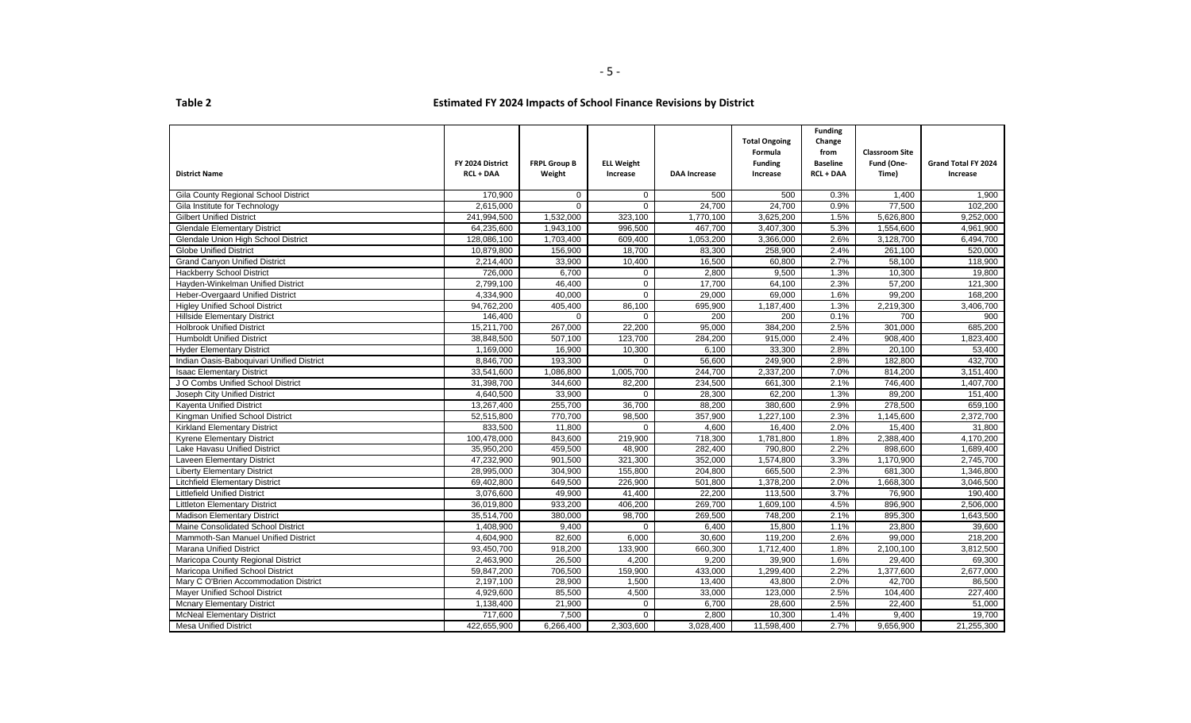**Table 2**

## Estimated FY 2024 Impacts of School Finance Revisions by District

| District Name | FY 2024 District RCL + DAA | FRPL Group B Weight | ELL Weight Increase | DAA Increase | Total Ongoing Formula Funding Increase | Funding Change from Baseline RCL + DAA | Classroom Site Fund (One-Time) | Grand Total FY 2024 Increase |
|---|---|---|---|---|---|---|---|---|
| Gila County Regional School District | 170,900 | 0 | 0 | 500 | 500 | 0.3% | 1,400 | 1,900 |
| Gila Institute for Technology | 2,615,000 | 0 | 0 | 24,700 | 24,700 | 0.9% | 77,500 | 102,200 |
| Gilbert Unified District | 241,994,500 | 1,532,000 | 323,100 | 1,770,100 | 3,625,200 | 1.5% | 5,626,800 | 9,252,000 |
| Glendale Elementary District | 64,235,600 | 1,943,100 | 996,500 | 467,700 | 3,407,300 | 5.3% | 1,554,600 | 4,961,900 |
| Glendale Union High School District | 128,086,100 | 1,703,400 | 609,400 | 1,053,200 | 3,366,000 | 2.6% | 3,128,700 | 6,494,700 |
| Globe Unified District | 10,879,800 | 156,900 | 18,700 | 83,300 | 258,900 | 2.4% | 261,100 | 520,000 |
| Grand Canyon Unified District | 2,214,400 | 33,900 | 10,400 | 16,500 | 60,800 | 2.7% | 58,100 | 118,900 |
| Hackberry School District | 726,000 | 6,700 | 0 | 2,800 | 9,500 | 1.3% | 10,300 | 19,800 |
| Hayden-Winkelman Unified District | 2,799,100 | 46,400 | 0 | 17,700 | 64,100 | 2.3% | 57,200 | 121,300 |
| Heber-Overgaard Unified District | 4,334,900 | 40,000 | 0 | 29,000 | 69,000 | 1.6% | 99,200 | 168,200 |
| Higley Unified School District | 94,762,200 | 405,400 | 86,100 | 695,900 | 1,187,400 | 1.3% | 2,219,300 | 3,406,700 |
| Hillside Elementary District | 146,400 | 0 | 0 | 200 | 200 | 0.1% | 700 | 900 |
| Holbrook Unified District | 15,211,700 | 267,000 | 22,200 | 95,000 | 384,200 | 2.5% | 301,000 | 685,200 |
| Humboldt Unified District | 38,848,500 | 507,100 | 123,700 | 284,200 | 915,000 | 2.4% | 908,400 | 1,823,400 |
| Hyder Elementary District | 1,169,000 | 16,900 | 10,300 | 6,100 | 33,300 | 2.8% | 20,100 | 53,400 |
| Indian Oasis-Baboquivari Unified District | 8,846,700 | 193,300 | 0 | 56,600 | 249,900 | 2.8% | 182,800 | 432,700 |
| Isaac Elementary District | 33,541,600 | 1,086,800 | 1,005,700 | 244,700 | 2,337,200 | 7.0% | 814,200 | 3,151,400 |
| J O Combs Unified School District | 31,398,700 | 344,600 | 82,200 | 234,500 | 661,300 | 2.1% | 746,400 | 1,407,700 |
| Joseph City Unified District | 4,640,500 | 33,900 | 0 | 28,300 | 62,200 | 1.3% | 89,200 | 151,400 |
| Kayenta Unified District | 13,267,400 | 255,700 | 36,700 | 88,200 | 380,600 | 2.9% | 278,500 | 659,100 |
| Kingman Unified School District | 52,515,800 | 770,700 | 98,500 | 357,900 | 1,227,100 | 2.3% | 1,145,600 | 2,372,700 |
| Kirkland Elementary District | 833,500 | 11,800 | 0 | 4,600 | 16,400 | 2.0% | 15,400 | 31,800 |
| Kyrene Elementary District | 100,478,000 | 843,600 | 219,900 | 718,300 | 1,781,800 | 1.8% | 2,388,400 | 4,170,200 |
| Lake Havasu Unified District | 35,950,200 | 459,500 | 48,900 | 282,400 | 790,800 | 2.2% | 898,600 | 1,689,400 |
| Laveen Elementary District | 47,232,900 | 901,500 | 321,300 | 352,000 | 1,574,800 | 3.3% | 1,170,900 | 2,745,700 |
| Liberty Elementary District | 28,995,000 | 304,900 | 155,800 | 204,800 | 665,500 | 2.3% | 681,300 | 1,346,800 |
| Litchfield Elementary District | 69,402,800 | 649,500 | 226,900 | 501,800 | 1,378,200 | 2.0% | 1,668,300 | 3,046,500 |
| Littlefield Unified District | 3,076,600 | 49,900 | 41,400 | 22,200 | 113,500 | 3.7% | 76,900 | 190,400 |
| Littleton Elementary District | 36,019,800 | 933,200 | 406,200 | 269,700 | 1,609,100 | 4.5% | 896,900 | 2,506,000 |
| Madison Elementary District | 35,514,700 | 380,000 | 98,700 | 269,500 | 748,200 | 2.1% | 895,300 | 1,643,500 |
| Maine Consolidated School District | 1,408,900 | 9,400 | 0 | 6,400 | 15,800 | 1.1% | 23,800 | 39,600 |
| Mammoth-San Manuel Unified District | 4,604,900 | 82,600 | 6,000 | 30,600 | 119,200 | 2.6% | 99,000 | 218,200 |
| Marana Unified District | 93,450,700 | 918,200 | 133,900 | 660,300 | 1,712,400 | 1.8% | 2,100,100 | 3,812,500 |
| Maricopa County Regional District | 2,463,900 | 26,500 | 4,200 | 9,200 | 39,900 | 1.6% | 29,400 | 69,300 |
| Maricopa Unified School District | 59,847,200 | 706,500 | 159,900 | 433,000 | 1,299,400 | 2.2% | 1,377,600 | 2,677,000 |
| Mary C O'Brien Accommodation District | 2,197,100 | 28,900 | 1,500 | 13,400 | 43,800 | 2.0% | 42,700 | 86,500 |
| Mayer Unified School District | 4,929,600 | 85,500 | 4,500 | 33,000 | 123,000 | 2.5% | 104,400 | 227,400 |
| Mcnary Elementary District | 1,138,400 | 21,900 | 0 | 6,700 | 28,600 | 2.5% | 22,400 | 51,000 |
| McNeal Elementary District | 717,600 | 7,500 | 0 | 2,800 | 10,300 | 1.4% | 9,400 | 19,700 |
| Mesa Unified District | 422,655,900 | 6,266,400 | 2,303,600 | 3,028,400 | 11,598,400 | 2.7% | 9,656,900 | 21,255,300 |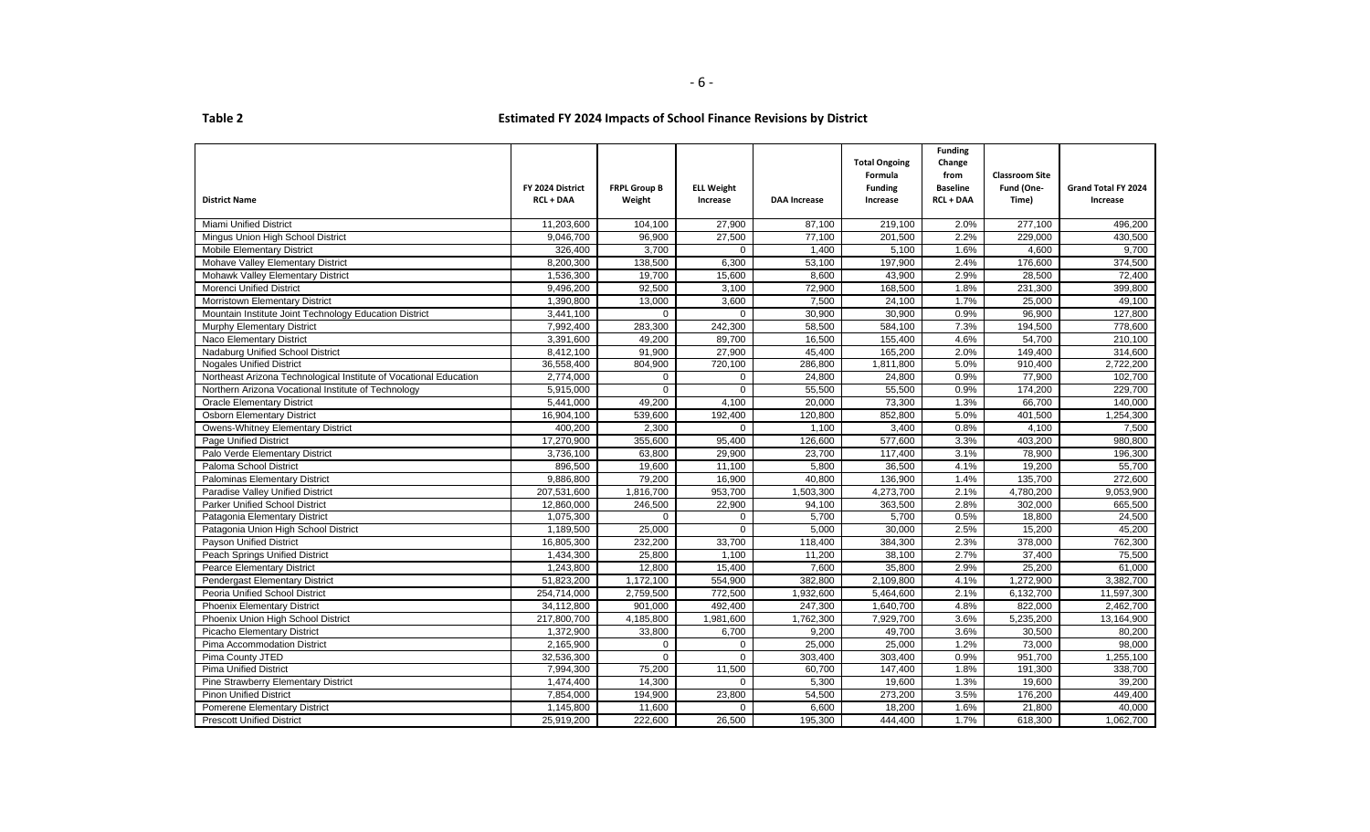**Table 2** **Estimated FY 2024 Impacts of School Finance Revisions by District**

| District Name | FY 2024 District RCL + DAA | FRPL Group B Weight | ELL Weight Increase | DAA Increase | Total Ongoing Formula Funding Increase | Funding Change from Baseline RCL + DAA | Classroom Site Fund (One-Time) | Grand Total FY 2024 Increase |
|---|---|---|---|---|---|---|---|---|
| Miami Unified District | 11,203,600 | 104,100 | 27,900 | 87,100 | 219,100 | 2.0% | 277,100 | 496,200 |
| Mingus Union High School District | 9,046,700 | 96,900 | 27,500 | 77,100 | 201,500 | 2.2% | 229,000 | 430,500 |
| Mobile Elementary District | 326,400 | 3,700 | 0 | 1,400 | 5,100 | 1.6% | 4,600 | 9,700 |
| Mohave Valley Elementary District | 8,200,300 | 138,500 | 6,300 | 53,100 | 197,900 | 2.4% | 176,600 | 374,500 |
| Mohawk Valley Elementary District | 1,536,300 | 19,700 | 15,600 | 8,600 | 43,900 | 2.9% | 28,500 | 72,400 |
| Morenci Unified District | 9,496,200 | 92,500 | 3,100 | 72,900 | 168,500 | 1.8% | 231,300 | 399,800 |
| Morristown Elementary District | 1,390,800 | 13,000 | 3,600 | 7,500 | 24,100 | 1.7% | 25,000 | 49,100 |
| Mountain Institute Joint Technology Education District | 3,441,100 | 0 | 0 | 30,900 | 30,900 | 0.9% | 96,900 | 127,800 |
| Murphy Elementary District | 7,992,400 | 283,300 | 242,300 | 58,500 | 584,100 | 7.3% | 194,500 | 778,600 |
| Naco Elementary District | 3,391,600 | 49,200 | 89,700 | 16,500 | 155,400 | 4.6% | 54,700 | 210,100 |
| Nadaburg Unified School District | 8,412,100 | 91,900 | 27,900 | 45,400 | 165,200 | 2.0% | 149,400 | 314,600 |
| Nogales Unified District | 36,558,400 | 804,900 | 720,100 | 286,800 | 1,811,800 | 5.0% | 910,400 | 2,722,200 |
| Northeast Arizona Technological Institute of Vocational Education | 2,774,000 | 0 | 0 | 24,800 | 24,800 | 0.9% | 77,900 | 102,700 |
| Northern Arizona Vocational Institute of Technology | 5,915,000 | 0 | 0 | 55,500 | 55,500 | 0.9% | 174,200 | 229,700 |
| Oracle Elementary District | 5,441,000 | 49,200 | 4,100 | 20,000 | 73,300 | 1.3% | 66,700 | 140,000 |
| Osborn Elementary District | 16,904,100 | 539,600 | 192,400 | 120,800 | 852,800 | 5.0% | 401,500 | 1,254,300 |
| Owens-Whitney Elementary District | 400,200 | 2,300 | 0 | 1,100 | 3,400 | 0.8% | 4,100 | 7,500 |
| Page Unified District | 17,270,900 | 355,600 | 95,400 | 126,600 | 577,600 | 3.3% | 403,200 | 980,800 |
| Palo Verde Elementary District | 3,736,100 | 63,800 | 29,900 | 23,700 | 117,400 | 3.1% | 78,900 | 196,300 |
| Paloma School District | 896,500 | 19,600 | 11,100 | 5,800 | 36,500 | 4.1% | 19,200 | 55,700 |
| Palominas Elementary District | 9,886,800 | 79,200 | 16,900 | 40,800 | 136,900 | 1.4% | 135,700 | 272,600 |
| Paradise Valley Unified District | 207,531,600 | 1,816,700 | 953,700 | 1,503,300 | 4,273,700 | 2.1% | 4,780,200 | 9,053,900 |
| Parker Unified School District | 12,860,000 | 246,500 | 22,900 | 94,100 | 363,500 | 2.8% | 302,000 | 665,500 |
| Patagonia Elementary District | 1,075,300 | 0 | 0 | 5,700 | 5,700 | 0.5% | 18,800 | 24,500 |
| Patagonia Union High School District | 1,189,500 | 25,000 | 0 | 5,000 | 30,000 | 2.5% | 15,200 | 45,200 |
| Payson Unified District | 16,805,300 | 232,200 | 33,700 | 118,400 | 384,300 | 2.3% | 378,000 | 762,300 |
| Peach Springs Unified District | 1,434,300 | 25,800 | 1,100 | 11,200 | 38,100 | 2.7% | 37,400 | 75,500 |
| Pearce Elementary District | 1,243,800 | 12,800 | 15,400 | 7,600 | 35,800 | 2.9% | 25,200 | 61,000 |
| Pendergast Elementary District | 51,823,200 | 1,172,100 | 554,900 | 382,800 | 2,109,800 | 4.1% | 1,272,900 | 3,382,700 |
| Peoria Unified School District | 254,714,000 | 2,759,500 | 772,500 | 1,932,600 | 5,464,600 | 2.1% | 6,132,700 | 11,597,300 |
| Phoenix Elementary District | 34,112,800 | 901,000 | 492,400 | 247,300 | 1,640,700 | 4.8% | 822,000 | 2,462,700 |
| Phoenix Union High School District | 217,800,700 | 4,185,800 | 1,981,600 | 1,762,300 | 7,929,700 | 3.6% | 5,235,200 | 13,164,900 |
| Picacho Elementary District | 1,372,900 | 33,800 | 6,700 | 9,200 | 49,700 | 3.6% | 30,500 | 80,200 |
| Pima Accommodation District | 2,165,900 | 0 | 0 | 25,000 | 25,000 | 1.2% | 73,000 | 98,000 |
| Pima County JTED | 32,536,300 | 0 | 0 | 303,400 | 303,400 | 0.9% | 951,700 | 1,255,100 |
| Pima Unified District | 7,994,300 | 75,200 | 11,500 | 60,700 | 147,400 | 1.8% | 191,300 | 338,700 |
| Pine Strawberry Elementary District | 1,474,400 | 14,300 | 0 | 5,300 | 19,600 | 1.3% | 19,600 | 39,200 |
| Pinon Unified District | 7,854,000 | 194,900 | 23,800 | 54,500 | 273,200 | 3.5% | 176,200 | 449,400 |
| Pomerene Elementary District | 1,145,800 | 11,600 | 0 | 6,600 | 18,200 | 1.6% | 21,800 | 40,000 |
| Prescott Unified District | 25,919,200 | 222,600 | 26,500 | 195,300 | 444,400 | 1.7% | 618,300 | 1,062,700 |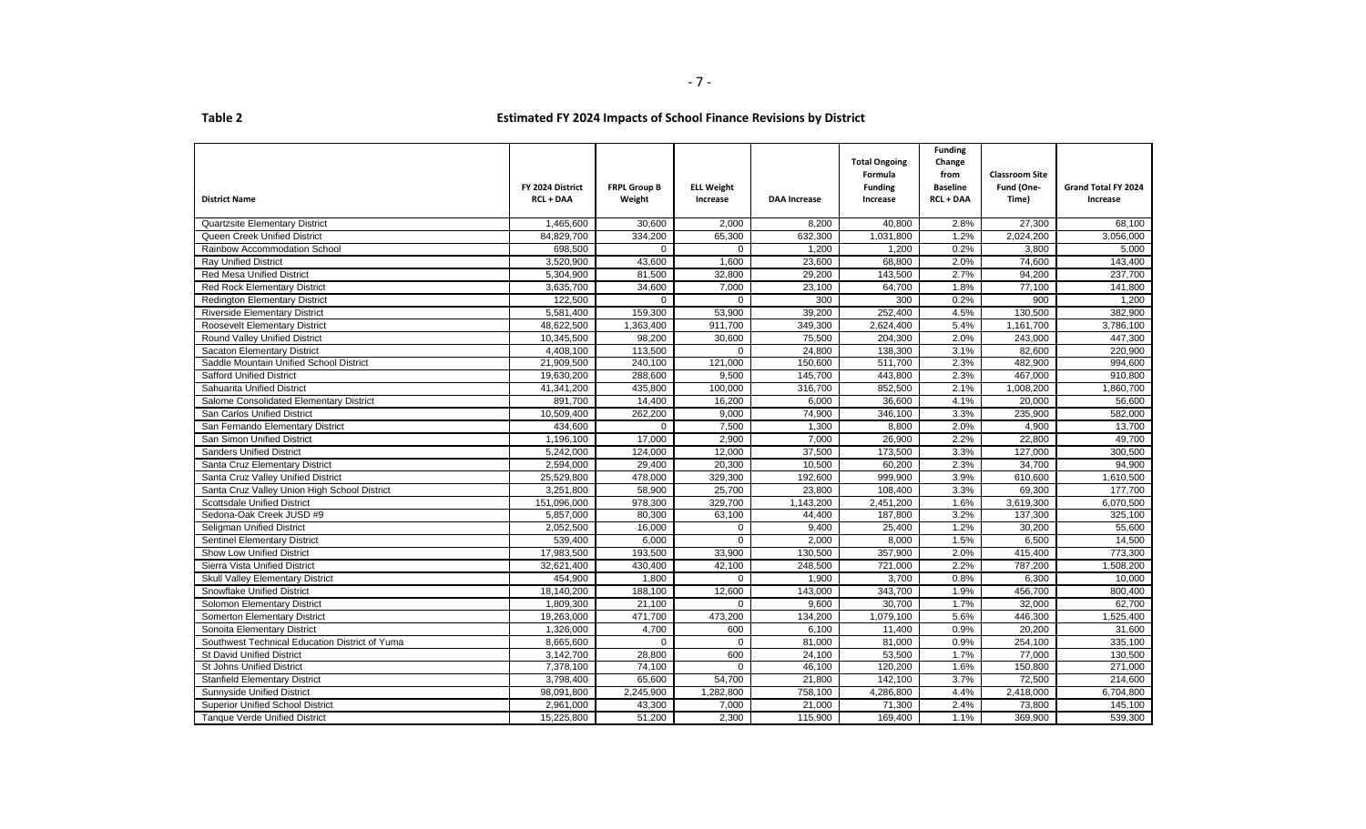**Table 2** **Estimated FY 2024 Impacts of School Finance Revisions by District**

| District Name | FY 2024 District RCL + DAA | FRPL Group B Weight | ELL Weight Increase | DAA Increase | Total Ongoing Formula Funding Increase | Funding Change from Baseline RCL + DAA | Classroom Site Fund (One-Time) | Grand Total FY 2024 Increase |
|---|---|---|---|---|---|---|---|---|
| Quartzsite Elementary District | 1,465,600 | 30,600 | 2,000 | 8,200 | 40,800 | 2.8% | 27,300 | 68,100 |
| Queen Creek Unified District | 84,829,700 | 334,200 | 65,300 | 632,300 | 1,031,800 | 1.2% | 2,024,200 | 3,056,000 |
| Rainbow Accommodation School | 698,500 | 0 | 0 | 1,200 | 1,200 | 0.2% | 3,800 | 5,000 |
| Ray Unified District | 3,520,900 | 43,600 | 1,600 | 23,600 | 68,800 | 2.0% | 74,600 | 143,400 |
| Red Mesa Unified District | 5,304,900 | 81,500 | 32,800 | 29,200 | 143,500 | 2.7% | 94,200 | 237,700 |
| Red Rock Elementary District | 3,635,700 | 34,600 | 7,000 | 23,100 | 64,700 | 1.8% | 77,100 | 141,800 |
| Redington Elementary District | 122,500 | 0 | 0 | 300 | 300 | 0.2% | 900 | 1,200 |
| Riverside Elementary District | 5,581,400 | 159,300 | 53,900 | 39,200 | 252,400 | 4.5% | 130,500 | 382,900 |
| Roosevelt Elementary District | 48,622,500 | 1,363,400 | 911,700 | 349,300 | 2,624,400 | 5.4% | 1,161,700 | 3,786,100 |
| Round Valley Unified District | 10,345,500 | 98,200 | 30,600 | 75,500 | 204,300 | 2.0% | 243,000 | 447,300 |
| Sacaton Elementary District | 4,408,100 | 113,500 | 0 | 24,800 | 138,300 | 3.1% | 82,600 | 220,900 |
| Saddle Mountain Unified School District | 21,909,500 | 240,100 | 121,000 | 150,600 | 511,700 | 2.3% | 482,900 | 994,600 |
| Safford Unified District | 19,630,200 | 288,600 | 9,500 | 145,700 | 443,800 | 2.3% | 467,000 | 910,800 |
| Sahuarita Unified District | 41,341,200 | 435,800 | 100,000 | 316,700 | 852,500 | 2.1% | 1,008,200 | 1,860,700 |
| Salome Consolidated Elementary District | 891,700 | 14,400 | 16,200 | 6,000 | 36,600 | 4.1% | 20,000 | 56,600 |
| San Carlos Unified District | 10,509,400 | 262,200 | 9,000 | 74,900 | 346,100 | 3.3% | 235,900 | 582,000 |
| San Fernando Elementary District | 434,600 | 0 | 7,500 | 1,300 | 8,800 | 2.0% | 4,900 | 13,700 |
| San Simon Unified District | 1,196,100 | 17,000 | 2,900 | 7,000 | 26,900 | 2.2% | 22,800 | 49,700 |
| Sanders Unified District | 5,242,000 | 124,000 | 12,000 | 37,500 | 173,500 | 3.3% | 127,000 | 300,500 |
| Santa Cruz Elementary District | 2,594,000 | 29,400 | 20,300 | 10,500 | 60,200 | 2.3% | 34,700 | 94,900 |
| Santa Cruz Valley Unified District | 25,529,800 | 478,000 | 329,300 | 192,600 | 999,900 | 3.9% | 610,600 | 1,610,500 |
| Santa Cruz Valley Union High School District | 3,251,800 | 58,900 | 25,700 | 23,800 | 108,400 | 3.3% | 69,300 | 177,700 |
| Scottsdale Unified District | 151,096,000 | 978,300 | 329,700 | 1,143,200 | 2,451,200 | 1.6% | 3,619,300 | 6,070,500 |
| Sedona-Oak Creek JUSD #9 | 5,857,000 | 80,300 | 63,100 | 44,400 | 187,800 | 3.2% | 137,300 | 325,100 |
| Seligman Unified District | 2,052,500 | 16,000 | 0 | 9,400 | 25,400 | 1.2% | 30,200 | 55,600 |
| Sentinel Elementary District | 539,400 | 6,000 | 0 | 2,000 | 8,000 | 1.5% | 6,500 | 14,500 |
| Show Low Unified District | 17,983,500 | 193,500 | 33,900 | 130,500 | 357,900 | 2.0% | 415,400 | 773,300 |
| Sierra Vista Unified District | 32,621,400 | 430,400 | 42,100 | 248,500 | 721,000 | 2.2% | 787,200 | 1,508,200 |
| Skull Valley Elementary District | 454,900 | 1,800 | 0 | 1,900 | 3,700 | 0.8% | 6,300 | 10,000 |
| Snowflake Unified District | 18,140,200 | 188,100 | 12,600 | 143,000 | 343,700 | 1.9% | 456,700 | 800,400 |
| Solomon Elementary District | 1,809,300 | 21,100 | 0 | 9,600 | 30,700 | 1.7% | 32,000 | 62,700 |
| Somerton Elementary District | 19,263,000 | 471,700 | 473,200 | 134,200 | 1,079,100 | 5.6% | 446,300 | 1,525,400 |
| Sonoita Elementary District | 1,326,000 | 4,700 | 600 | 6,100 | 11,400 | 0.9% | 20,200 | 31,600 |
| Southwest Technical Education District of Yuma | 8,665,600 | 0 | 0 | 81,000 | 81,000 | 0.9% | 254,100 | 335,100 |
| St David Unified District | 3,142,700 | 28,800 | 600 | 24,100 | 53,500 | 1.7% | 77,000 | 130,500 |
| St Johns Unified District | 7,378,100 | 74,100 | 0 | 46,100 | 120,200 | 1.6% | 150,800 | 271,000 |
| Stanfield Elementary District | 3,798,400 | 65,600 | 54,700 | 21,800 | 142,100 | 3.7% | 72,500 | 214,600 |
| Sunnyside Unified District | 98,091,800 | 2,245,900 | 1,282,800 | 758,100 | 4,286,800 | 4.4% | 2,418,000 | 6,704,800 |
| Superior Unified School District | 2,961,000 | 43,300 | 7,000 | 21,000 | 71,300 | 2.4% | 73,800 | 145,100 |
| Tanque Verde Unified District | 15,225,800 | 51,200 | 2,300 | 115,900 | 169,400 | 1.1% | 369,900 | 539,300 |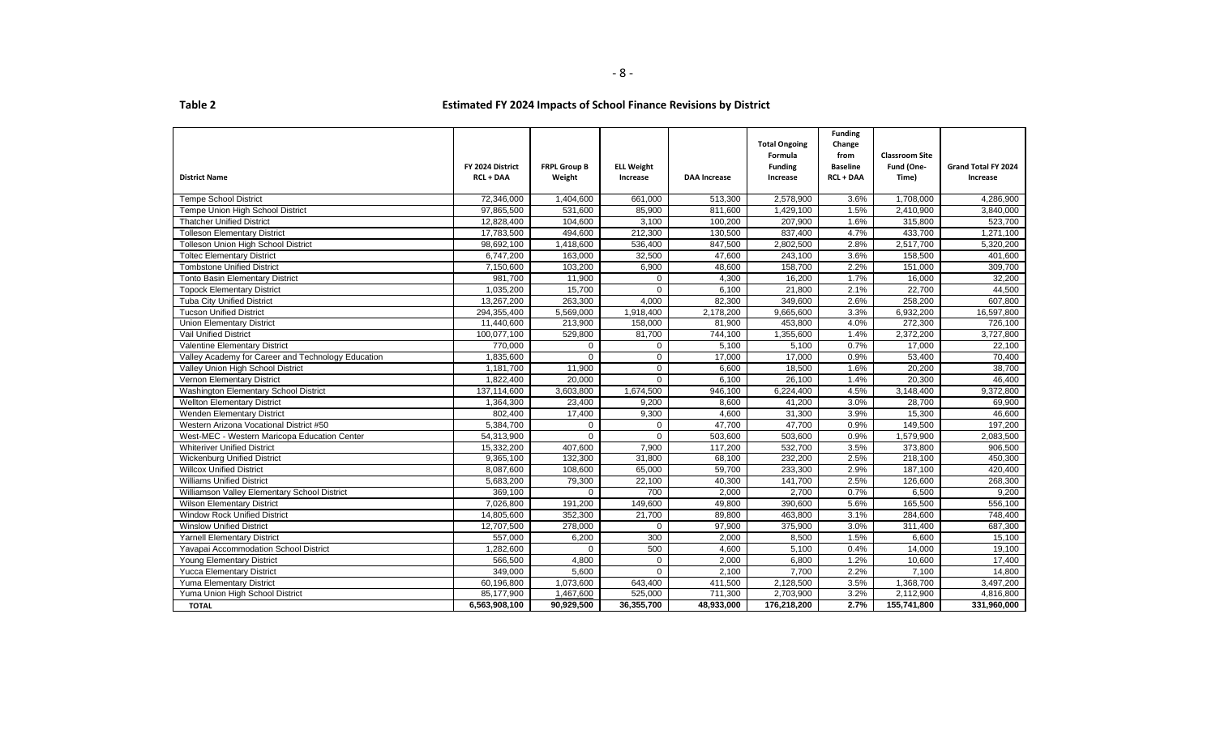**Table 2**

**Estimated FY 2024 Impacts of School Finance Revisions by District**

| District Name | FY 2024 District RCL + DAA | FRPL Group B Weight | ELL Weight Increase | DAA Increase | Total Ongoing Formula Funding Increase | Funding Change from Baseline RCL + DAA | Classroom Site Fund (One-Time) | Grand Total FY 2024 Increase |
|---|---|---|---|---|---|---|---|---|
| Tempe School District | 72,346,000 | 1,404,600 | 661,000 | 513,300 | 2,578,900 | 3.6% | 1,708,000 | 4,286,900 |
| Tempe Union High School District | 97,865,500 | 531,600 | 85,900 | 811,600 | 1,429,100 | 1.5% | 2,410,900 | 3,840,000 |
| Thatcher Unified District | 12,828,400 | 104,600 | 3,100 | 100,200 | 207,900 | 1.6% | 315,800 | 523,700 |
| Tolleson Elementary District | 17,783,500 | 494,600 | 212,300 | 130,500 | 837,400 | 4.7% | 433,700 | 1,271,100 |
| Tolleson Union High School District | 98,692,100 | 1,418,600 | 536,400 | 847,500 | 2,802,500 | 2.8% | 2,517,700 | 5,320,200 |
| Toltec Elementary District | 6,747,200 | 163,000 | 32,500 | 47,600 | 243,100 | 3.6% | 158,500 | 401,600 |
| Tombstone Unified District | 7,150,600 | 103,200 | 6,900 | 48,600 | 158,700 | 2.2% | 151,000 | 309,700 |
| Tonto Basin Elementary District | 981,700 | 11,900 | 0 | 4,300 | 16,200 | 1.7% | 16,000 | 32,200 |
| Topock Elementary District | 1,035,200 | 15,700 | 0 | 6,100 | 21,800 | 2.1% | 22,700 | 44,500 |
| Tuba City Unified District | 13,267,200 | 263,300 | 4,000 | 82,300 | 349,600 | 2.6% | 258,200 | 607,800 |
| Tucson Unified District | 294,355,400 | 5,569,000 | 1,918,400 | 2,178,200 | 9,665,600 | 3.3% | 6,932,200 | 16,597,800 |
| Union Elementary District | 11,440,600 | 213,900 | 158,000 | 81,900 | 453,800 | 4.0% | 272,300 | 726,100 |
| Vail Unified District | 100,077,100 | 529,800 | 81,700 | 744,100 | 1,355,600 | 1.4% | 2,372,200 | 3,727,800 |
| Valentine Elementary District | 770,000 | 0 | 0 | 5,100 | 5,100 | 0.7% | 17,000 | 22,100 |
| Valley Academy for Career and Technology Education | 1,835,600 | 0 | 0 | 17,000 | 17,000 | 0.9% | 53,400 | 70,400 |
| Valley Union High School District | 1,181,700 | 11,900 | 0 | 6,600 | 18,500 | 1.6% | 20,200 | 38,700 |
| Vernon Elementary District | 1,822,400 | 20,000 | 0 | 6,100 | 26,100 | 1.4% | 20,300 | 46,400 |
| Washington Elementary School District | 137,114,600 | 3,603,800 | 1,674,500 | 946,100 | 6,224,400 | 4.5% | 3,148,400 | 9,372,800 |
| Wellton Elementary District | 1,364,300 | 23,400 | 9,200 | 8,600 | 41,200 | 3.0% | 28,700 | 69,900 |
| Wenden Elementary District | 802,400 | 17,400 | 9,300 | 4,600 | 31,300 | 3.9% | 15,300 | 46,600 |
| Western Arizona Vocational District #50 | 5,384,700 | 0 | 0 | 47,700 | 47,700 | 0.9% | 149,500 | 197,200 |
| West-MEC - Western Maricopa Education Center | 54,313,900 | 0 | 0 | 503,600 | 503,600 | 0.9% | 1,579,900 | 2,083,500 |
| Whiteriver Unified District | 15,332,200 | 407,600 | 7,900 | 117,200 | 532,700 | 3.5% | 373,800 | 906,500 |
| Wickenburg Unified District | 9,365,100 | 132,300 | 31,800 | 68,100 | 232,200 | 2.5% | 218,100 | 450,300 |
| Willcox Unified District | 8,087,600 | 108,600 | 65,000 | 59,700 | 233,300 | 2.9% | 187,100 | 420,400 |
| Williams Unified District | 5,683,200 | 79,300 | 22,100 | 40,300 | 141,700 | 2.5% | 126,600 | 268,300 |
| Williamson Valley Elementary School District | 369,100 | 0 | 700 | 2,000 | 2,700 | 0.7% | 6,500 | 9,200 |
| Wilson Elementary District | 7,026,800 | 191,200 | 149,600 | 49,800 | 390,600 | 5.6% | 165,500 | 556,100 |
| Window Rock Unified District | 14,805,600 | 352,300 | 21,700 | 89,800 | 463,800 | 3.1% | 284,600 | 748,400 |
| Winslow Unified District | 12,707,500 | 278,000 | 0 | 97,900 | 375,900 | 3.0% | 311,400 | 687,300 |
| Yarnell Elementary District | 557,000 | 6,200 | 300 | 2,000 | 8,500 | 1.5% | 6,600 | 15,100 |
| Yavapai Accommodation School District | 1,282,600 | 0 | 500 | 4,600 | 5,100 | 0.4% | 14,000 | 19,100 |
| Young Elementary District | 566,500 | 4,800 | 0 | 2,000 | 6,800 | 1.2% | 10,600 | 17,400 |
| Yucca Elementary District | 349,000 | 5,600 | 0 | 2,100 | 7,700 | 2.2% | 7,100 | 14,800 |
| Yuma Elementary District | 60,196,800 | 1,073,600 | 643,400 | 411,500 | 2,128,500 | 3.5% | 1,368,700 | 3,497,200 |
| Yuma Union High School District | 85,177,900 | 1,467,600 | 525,000 | 711,300 | 2,703,900 | 3.2% | 2,112,900 | 4,816,800 |
| **TOTAL** | **6,563,908,100** | **90,929,500** | **36,355,700** | **48,933,000** | **176,218,200** | **2.7%** | **155,741,800** | **331,960,000** |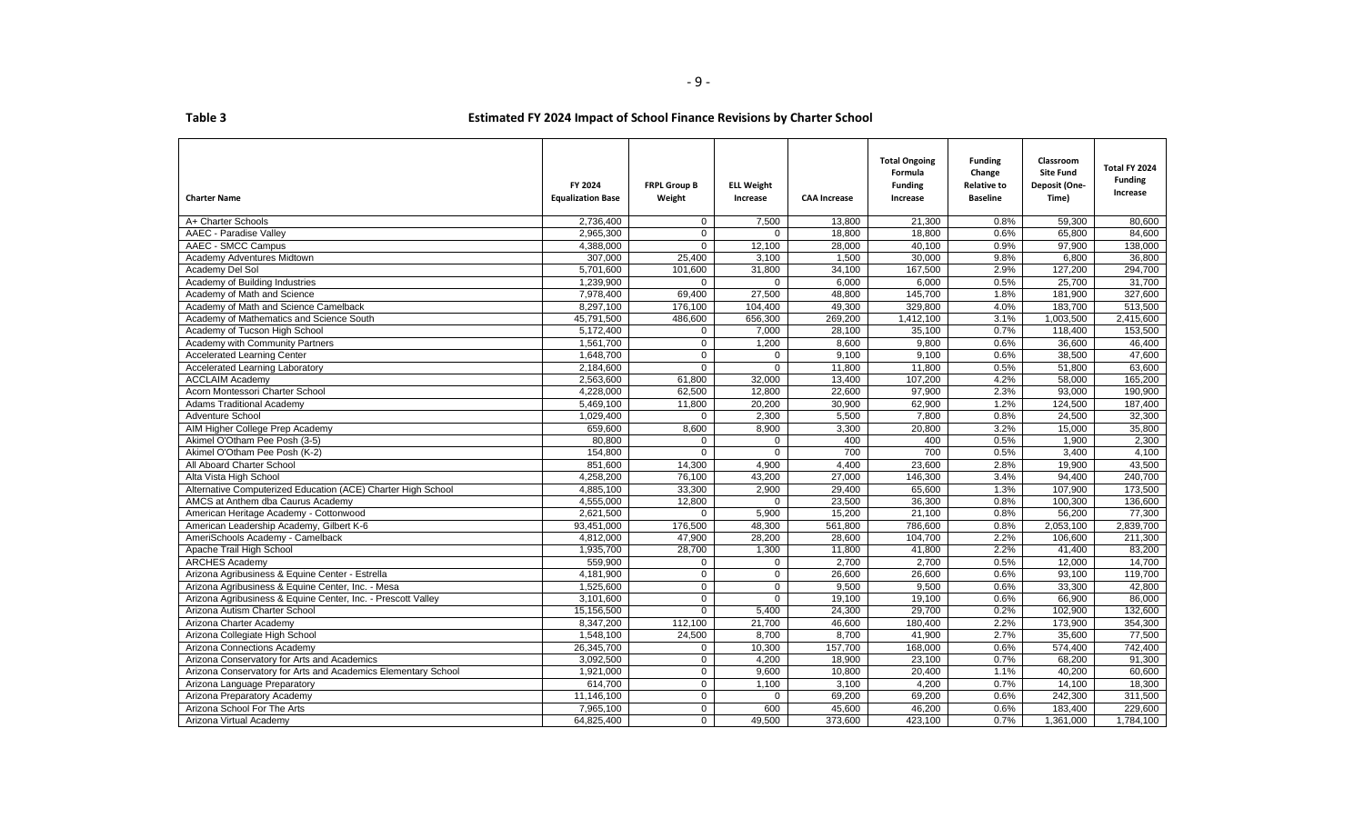**Table 3** **Estimated FY 2024 Impact of School Finance Revisions by Charter School**

| Charter Name | FY 2024 Equalization Base | FRPL Group B Weight | ELL Weight Increase | CAA Increase | Total Ongoing Formula Funding Increase | Funding Change Relative to Baseline | Classroom Site Fund Deposit (One-Time) | Total FY 2024 Funding Increase |
|---|---|---|---|---|---|---|---|---|
| A+ Charter Schools | 2,736,400 | 0 | 7,500 | 13,800 | 21,300 | 0.8% | 59,300 | 80,600 |
| AAEC - Paradise Valley | 2,965,300 | 0 | 0 | 18,800 | 18,800 | 0.6% | 65,800 | 84,600 |
| AAEC - SMCC Campus | 4,388,000 | 0 | 12,100 | 28,000 | 40,100 | 0.9% | 97,900 | 138,000 |
| Academy Adventures Midtown | 307,000 | 25,400 | 3,100 | 1,500 | 30,000 | 9.8% | 6,800 | 36,800 |
| Academy Del Sol | 5,701,600 | 101,600 | 31,800 | 34,100 | 167,500 | 2.9% | 127,200 | 294,700 |
| Academy of Building Industries | 1,239,900 | 0 | 0 | 6,000 | 6,000 | 0.5% | 25,700 | 31,700 |
| Academy of Math and Science | 7,978,400 | 69,400 | 27,500 | 48,800 | 145,700 | 1.8% | 181,900 | 327,600 |
| Academy of Math and Science Camelback | 8,297,100 | 176,100 | 104,400 | 49,300 | 329,800 | 4.0% | 183,700 | 513,500 |
| Academy of Mathematics and Science South | 45,791,500 | 486,600 | 656,300 | 269,200 | 1,412,100 | 3.1% | 1,003,500 | 2,415,600 |
| Academy of Tucson High School | 5,172,400 | 0 | 7,000 | 28,100 | 35,100 | 0.7% | 118,400 | 153,500 |
| Academy with Community Partners | 1,561,700 | 0 | 1,200 | 8,600 | 9,800 | 0.6% | 36,600 | 46,400 |
| Accelerated Learning Center | 1,648,700 | 0 | 0 | 9,100 | 9,100 | 0.6% | 38,500 | 47,600 |
| Accelerated Learning Laboratory | 2,184,600 | 0 | 0 | 11,800 | 11,800 | 0.5% | 51,800 | 63,600 |
| ACCLAIM Academy | 2,563,600 | 61,800 | 32,000 | 13,400 | 107,200 | 4.2% | 58,000 | 165,200 |
| Acorn Montessori Charter School | 4,228,000 | 62,500 | 12,800 | 22,600 | 97,900 | 2.3% | 93,000 | 190,900 |
| Adams Traditional Academy | 5,469,100 | 11,800 | 20,200 | 30,900 | 62,900 | 1.2% | 124,500 | 187,400 |
| Adventure School | 1,029,400 | 0 | 2,300 | 5,500 | 7,800 | 0.8% | 24,500 | 32,300 |
| AIM Higher College Prep Academy | 659,600 | 8,600 | 8,900 | 3,300 | 20,800 | 3.2% | 15,000 | 35,800 |
| Akimel O'Otham Pee Posh (3-5) | 80,800 | 0 | 0 | 400 | 400 | 0.5% | 1,900 | 2,300 |
| Akimel O'Otham Pee Posh (K-2) | 154,800 | 0 | 0 | 700 | 700 | 0.5% | 3,400 | 4,100 |
| All Aboard Charter School | 851,600 | 14,300 | 4,900 | 4,400 | 23,600 | 2.8% | 19,900 | 43,500 |
| Alta Vista High School | 4,258,200 | 76,100 | 43,200 | 27,000 | 146,300 | 3.4% | 94,400 | 240,700 |
| Alternative Computerized Education (ACE) Charter High School | 4,885,100 | 33,300 | 2,900 | 29,400 | 65,600 | 1.3% | 107,900 | 173,500 |
| AMCS at Anthem dba Caurus Academy | 4,555,000 | 12,800 | 0 | 23,500 | 36,300 | 0.8% | 100,300 | 136,600 |
| American Heritage Academy - Cottonwood | 2,621,500 | 0 | 5,900 | 15,200 | 21,100 | 0.8% | 56,200 | 77,300 |
| American Leadership Academy, Gilbert K-6 | 93,451,000 | 176,500 | 48,300 | 561,800 | 786,600 | 0.8% | 2,053,100 | 2,839,700 |
| AmeriSchools Academy - Camelback | 4,812,000 | 47,900 | 28,200 | 28,600 | 104,700 | 2.2% | 106,600 | 211,300 |
| Apache Trail High School | 1,935,700 | 28,700 | 1,300 | 11,800 | 41,800 | 2.2% | 41,400 | 83,200 |
| ARCHES Academy | 559,900 | 0 | 0 | 2,700 | 2,700 | 0.5% | 12,000 | 14,700 |
| Arizona Agribusiness & Equine Center - Estrella | 4,181,900 | 0 | 0 | 26,600 | 26,600 | 0.6% | 93,100 | 119,700 |
| Arizona Agribusiness & Equine Center, Inc. - Mesa | 1,525,600 | 0 | 0 | 9,500 | 9,500 | 0.6% | 33,300 | 42,800 |
| Arizona Agribusiness & Equine Center, Inc. - Prescott Valley | 3,101,600 | 0 | 0 | 19,100 | 19,100 | 0.6% | 66,900 | 86,000 |
| Arizona Autism Charter School | 15,156,500 | 0 | 5,400 | 24,300 | 29,700 | 0.2% | 102,900 | 132,600 |
| Arizona Charter Academy | 8,347,200 | 112,100 | 21,700 | 46,600 | 180,400 | 2.2% | 173,900 | 354,300 |
| Arizona Collegiate High School | 1,548,100 | 24,500 | 8,700 | 8,700 | 41,900 | 2.7% | 35,600 | 77,500 |
| Arizona Connections Academy | 26,345,700 | 0 | 10,300 | 157,700 | 168,000 | 0.6% | 574,400 | 742,400 |
| Arizona Conservatory for Arts and Academics | 3,092,500 | 0 | 4,200 | 18,900 | 23,100 | 0.7% | 68,200 | 91,300 |
| Arizona Conservatory for Arts and Academics Elementary School | 1,921,000 | 0 | 9,600 | 10,800 | 20,400 | 1.1% | 40,200 | 60,600 |
| Arizona Language Preparatory | 614,700 | 0 | 1,100 | 3,100 | 4,200 | 0.7% | 14,100 | 18,300 |
| Arizona Preparatory Academy | 11,146,100 | 0 | 0 | 69,200 | 69,200 | 0.6% | 242,300 | 311,500 |
| Arizona School For The Arts | 7,965,100 | 0 | 600 | 45,600 | 46,200 | 0.6% | 183,400 | 229,600 |
| Arizona Virtual Academy | 64,825,400 | 0 | 49,500 | 373,600 | 423,100 | 0.7% | 1,361,000 | 1,784,100 |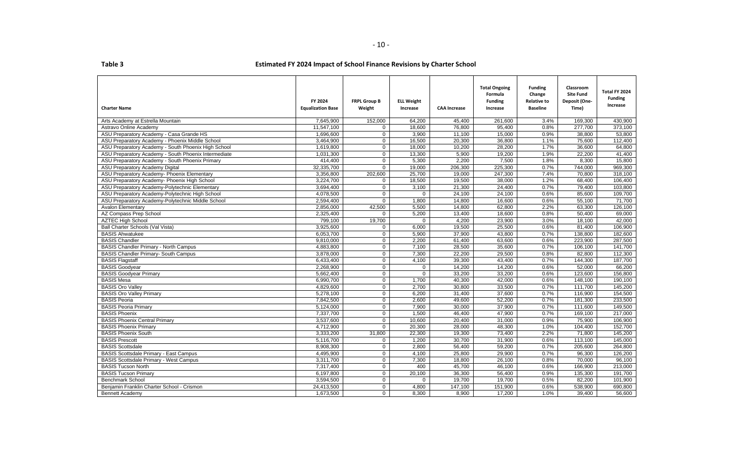**Table 3**

**Estimated FY 2024 Impact of School Finance Revisions by Charter School**

| Charter Name | FY 2024 Equalization Base | FRPL Group B Weight | ELL Weight Increase | CAA Increase | Total Ongoing Formula Funding Increase | Funding Change Relative to Baseline | Classroom Site Fund Deposit (One-Time) | Total FY 2024 Funding Increase |
|---|---|---|---|---|---|---|---|---|
| Arts Academy at Estrella Mountain | 7,645,900 | 152,000 | 64,200 | 45,400 | 261,600 | 3.4% | 169,300 | 430,900 |
| Astravo Online Academy | 11,547,100 | 0 | 18,600 | 76,800 | 95,400 | 0.8% | 277,700 | 373,100 |
| ASU Preparatory Academy - Casa Grande HS | 1,696,600 | 0 | 3,900 | 11,100 | 15,000 | 0.9% | 38,800 | 53,800 |
| ASU Preparatory Academy - Phoenix Middle School | 3,464,900 | 0 | 16,500 | 20,300 | 36,800 | 1.1% | 75,600 | 112,400 |
| ASU Preparatory Academy - South Phoenix High School | 1,619,800 | 0 | 18,000 | 10,200 | 28,200 | 1.7% | 36,600 | 64,800 |
| ASU Preparatory Academy - South Phoenix Intermediate | 1,031,300 | 0 | 13,300 | 5,900 | 19,200 | 1.9% | 22,200 | 41,400 |
| ASU Preparatory Academy - South Phoenix Primary | 414,400 | 0 | 5,300 | 2,200 | 7,500 | 1.8% | 8,300 | 15,800 |
| ASU Preparatory Academy Digital | 32,335,700 | 0 | 19,000 | 206,300 | 225,300 | 0.7% | 744,000 | 969,300 |
| ASU Preparatory Academy- Phoenix Elementary | 3,356,800 | 202,600 | 25,700 | 19,000 | 247,300 | 7.4% | 70,800 | 318,100 |
| ASU Preparatory Academy- Phoenix High School | 3,224,700 | 0 | 18,500 | 19,500 | 38,000 | 1.2% | 68,400 | 106,400 |
| ASU Preparatory Academy-Polytechnic Elementary | 3,694,400 | 0 | 3,100 | 21,300 | 24,400 | 0.7% | 79,400 | 103,800 |
| ASU Preparatory Academy-Polytechnic High School | 4,078,500 | 0 | 0 | 24,100 | 24,100 | 0.6% | 85,600 | 109,700 |
| ASU Preparatory Academy-Polytechnic Middle School | 2,594,400 | 0 | 1,800 | 14,800 | 16,600 | 0.6% | 55,100 | 71,700 |
| Avalon Elementary | 2,856,000 | 42,500 | 5,500 | 14,800 | 62,800 | 2.2% | 63,300 | 126,100 |
| AZ Compass Prep School | 2,325,400 | 0 | 5,200 | 13,400 | 18,600 | 0.8% | 50,400 | 69,000 |
| AZTEC High School | 799,100 | 19,700 | 0 | 4,200 | 23,900 | 3.0% | 18,100 | 42,000 |
| Ball Charter Schools (Val Vista) | 3,925,600 | 0 | 6,000 | 19,500 | 25,500 | 0.6% | 81,400 | 106,900 |
| BASIS Ahwatukee | 6,053,700 | 0 | 5,900 | 37,900 | 43,800 | 0.7% | 138,800 | 182,600 |
| BASIS Chandler | 9,810,000 | 0 | 2,200 | 61,400 | 63,600 | 0.6% | 223,900 | 287,500 |
| BASIS Chandler Primary - North Campus | 4,883,800 | 0 | 7,100 | 28,500 | 35,600 | 0.7% | 106,100 | 141,700 |
| BASIS Chandler Primary- South Campus | 3,878,000 | 0 | 7,300 | 22,200 | 29,500 | 0.8% | 82,800 | 112,300 |
| BASIS Flagstaff | 6,433,400 | 0 | 4,100 | 39,300 | 43,400 | 0.7% | 144,300 | 187,700 |
| BASIS Goodyear | 2,268,900 | 0 | 0 | 14,200 | 14,200 | 0.6% | 52,000 | 66,200 |
| BASIS Goodyear Primary | 5,662,400 | 0 | 0 | 33,200 | 33,200 | 0.6% | 123,600 | 156,800 |
| BASIS Mesa | 6,990,700 | 0 | 1,700 | 40,300 | 42,000 | 0.6% | 148,100 | 190,100 |
| BASIS Oro Valley | 4,829,600 | 0 | 2,700 | 30,800 | 33,500 | 0.7% | 111,700 | 145,200 |
| BASIS Oro Valley Primary | 5,278,100 | 0 | 6,200 | 31,400 | 37,600 | 0.7% | 116,900 | 154,500 |
| BASIS Peoria | 7,842,500 | 0 | 2,600 | 49,600 | 52,200 | 0.7% | 181,300 | 233,500 |
| BASIS Peoria Primary | 5,124,000 | 0 | 7,900 | 30,000 | 37,900 | 0.7% | 111,600 | 149,500 |
| BASIS Phoenix | 7,337,700 | 0 | 1,500 | 46,400 | 47,900 | 0.7% | 169,100 | 217,000 |
| BASIS Phoenix Central Primary | 3,537,600 | 0 | 10,600 | 20,400 | 31,000 | 0.9% | 75,900 | 106,900 |
| BASIS Phoenix Primary | 4,712,900 | 0 | 20,300 | 28,000 | 48,300 | 1.0% | 104,400 | 152,700 |
| BASIS Phoenix South | 3,333,200 | 31,800 | 22,300 | 19,300 | 73,400 | 2.2% | 71,800 | 145,200 |
| BASIS Prescott | 5,116,700 | 0 | 1,200 | 30,700 | 31,900 | 0.6% | 113,100 | 145,000 |
| BASIS Scottsdale | 8,908,300 | 0 | 2,800 | 56,400 | 59,200 | 0.7% | 205,600 | 264,800 |
| BASIS Scottsdale Primary - East Campus | 4,495,900 | 0 | 4,100 | 25,800 | 29,900 | 0.7% | 96,300 | 126,200 |
| BASIS Scottsdale Primary - West Campus | 3,311,700 | 0 | 7,300 | 18,800 | 26,100 | 0.8% | 70,000 | 96,100 |
| BASIS Tucson North | 7,317,400 | 0 | 400 | 45,700 | 46,100 | 0.6% | 166,900 | 213,000 |
| BASIS Tucson Primary | 6,197,800 | 0 | 20,100 | 36,300 | 56,400 | 0.9% | 135,300 | 191,700 |
| Benchmark School | 3,594,500 | 0 | 0 | 19,700 | 19,700 | 0.5% | 82,200 | 101,900 |
| Benjamin Franklin Charter School - Crismon | 24,413,500 | 0 | 4,800 | 147,100 | 151,900 | 0.6% | 538,900 | 690,800 |
| Bennett Academy | 1,673,500 | 0 | 8,300 | 8,900 | 17,200 | 1.0% | 39,400 | 56,600 |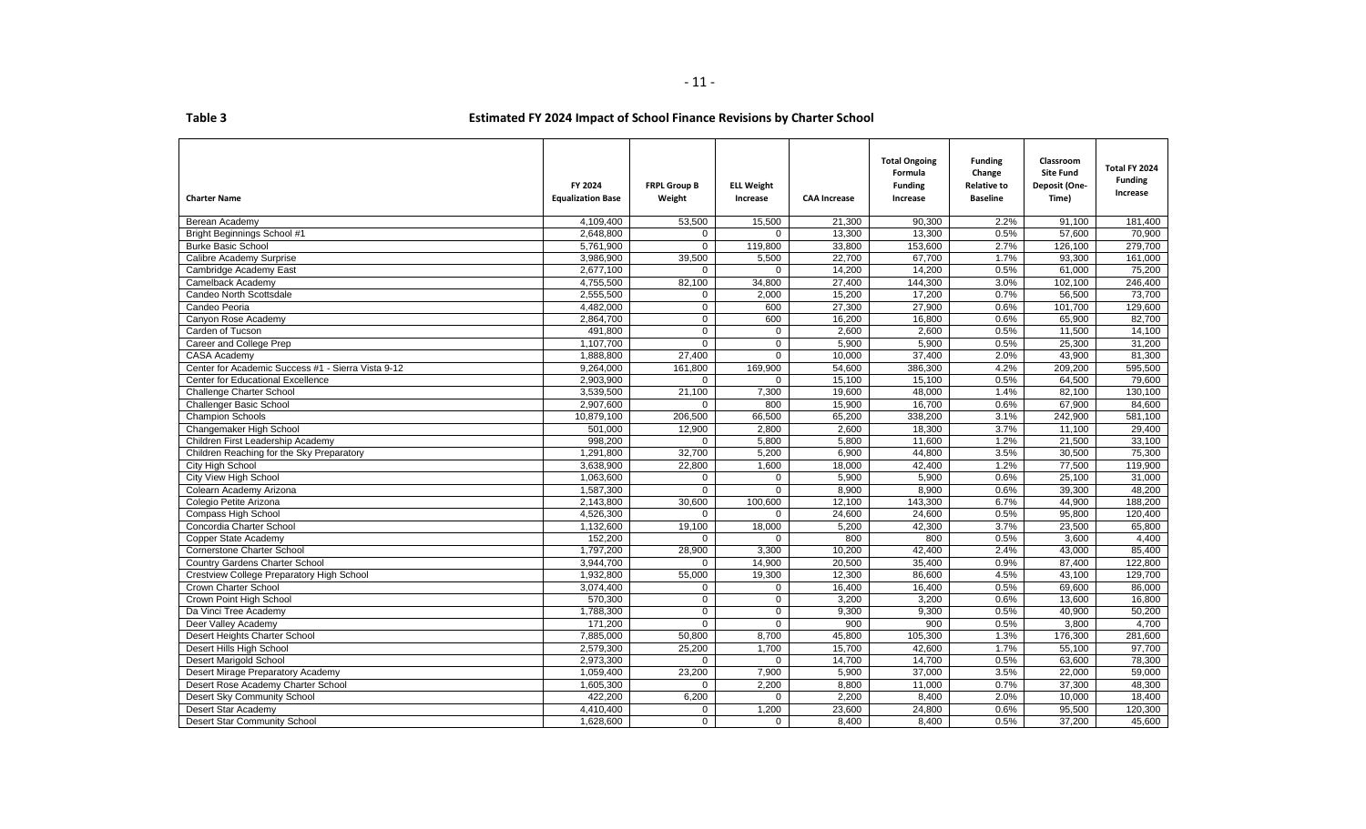**Table 3** **Estimated FY 2024 Impact of School Finance Revisions by Charter School**

| Charter Name | FY 2024 Equalization Base | FRPL Group B Weight | ELL Weight Increase | CAA Increase | Total Ongoing Formula Funding Increase | Funding Change Relative to Baseline | Classroom Site Fund Deposit (One-Time) | Total FY 2024 Funding Increase |
|---|---|---|---|---|---|---|---|---|
| Berean Academy | 4,109,400 | 53,500 | 15,500 | 21,300 | 90,300 | 2.2% | 91,100 | 181,400 |
| Bright Beginnings School #1 | 2,648,800 | 0 | 0 | 13,300 | 13,300 | 0.5% | 57,600 | 70,900 |
| Burke Basic School | 5,761,900 | 0 | 119,800 | 33,800 | 153,600 | 2.7% | 126,100 | 279,700 |
| Calibre Academy Surprise | 3,986,900 | 39,500 | 5,500 | 22,700 | 67,700 | 1.7% | 93,300 | 161,000 |
| Cambridge Academy East | 2,677,100 | 0 | 0 | 14,200 | 14,200 | 0.5% | 61,000 | 75,200 |
| Camelback Academy | 4,755,500 | 82,100 | 34,800 | 27,400 | 144,300 | 3.0% | 102,100 | 246,400 |
| Candeo North Scottsdale | 2,555,500 | 0 | 2,000 | 15,200 | 17,200 | 0.7% | 56,500 | 73,700 |
| Candeo Peoria | 4,482,000 | 0 | 600 | 27,300 | 27,900 | 0.6% | 101,700 | 129,600 |
| Canyon Rose Academy | 2,864,700 | 0 | 600 | 16,200 | 16,800 | 0.6% | 65,900 | 82,700 |
| Carden of Tucson | 491,800 | 0 | 0 | 2,600 | 2,600 | 0.5% | 11,500 | 14,100 |
| Career and College Prep | 1,107,700 | 0 | 0 | 5,900 | 5,900 | 0.5% | 25,300 | 31,200 |
| CASA Academy | 1,888,800 | 27,400 | 0 | 10,000 | 37,400 | 2.0% | 43,900 | 81,300 |
| Center for Academic Success #1 - Sierra Vista 9-12 | 9,264,000 | 161,800 | 169,900 | 54,600 | 386,300 | 4.2% | 209,200 | 595,500 |
| Center for Educational Excellence | 2,903,900 | 0 | 0 | 15,100 | 15,100 | 0.5% | 64,500 | 79,600 |
| Challenge Charter School | 3,539,500 | 21,100 | 7,300 | 19,600 | 48,000 | 1.4% | 82,100 | 130,100 |
| Challenger Basic School | 2,907,600 | 0 | 800 | 15,900 | 16,700 | 0.6% | 67,900 | 84,600 |
| Champion Schools | 10,879,100 | 206,500 | 66,500 | 65,200 | 338,200 | 3.1% | 242,900 | 581,100 |
| Changemaker High School | 501,000 | 12,900 | 2,800 | 2,600 | 18,300 | 3.7% | 11,100 | 29,400 |
| Children First Leadership Academy | 998,200 | 0 | 5,800 | 5,800 | 11,600 | 1.2% | 21,500 | 33,100 |
| Children Reaching for the Sky Preparatory | 1,291,800 | 32,700 | 5,200 | 6,900 | 44,800 | 3.5% | 30,500 | 75,300 |
| City High School | 3,638,900 | 22,800 | 1,600 | 18,000 | 42,400 | 1.2% | 77,500 | 119,900 |
| City View High School | 1,063,600 | 0 | 0 | 5,900 | 5,900 | 0.6% | 25,100 | 31,000 |
| Colearn Academy Arizona | 1,587,300 | 0 | 0 | 8,900 | 8,900 | 0.6% | 39,300 | 48,200 |
| Colegio Petite Arizona | 2,143,800 | 30,600 | 100,600 | 12,100 | 143,300 | 6.7% | 44,900 | 188,200 |
| Compass High School | 4,526,300 | 0 | 0 | 24,600 | 24,600 | 0.5% | 95,800 | 120,400 |
| Concordia Charter School | 1,132,600 | 19,100 | 18,000 | 5,200 | 42,300 | 3.7% | 23,500 | 65,800 |
| Copper State Academy | 152,200 | 0 | 0 | 800 | 800 | 0.5% | 3,600 | 4,400 |
| Cornerstone Charter School | 1,797,200 | 28,900 | 3,300 | 10,200 | 42,400 | 2.4% | 43,000 | 85,400 |
| Country Gardens Charter School | 3,944,700 | 0 | 14,900 | 20,500 | 35,400 | 0.9% | 87,400 | 122,800 |
| Crestview College Preparatory High School | 1,932,800 | 55,000 | 19,300 | 12,300 | 86,600 | 4.5% | 43,100 | 129,700 |
| Crown Charter School | 3,074,400 | 0 | 0 | 16,400 | 16,400 | 0.5% | 69,600 | 86,000 |
| Crown Point High School | 570,300 | 0 | 0 | 3,200 | 3,200 | 0.6% | 13,600 | 16,800 |
| Da Vinci Tree Academy | 1,788,300 | 0 | 0 | 9,300 | 9,300 | 0.5% | 40,900 | 50,200 |
| Deer Valley Academy | 171,200 | 0 | 0 | 900 | 900 | 0.5% | 3,800 | 4,700 |
| Desert Heights Charter School | 7,885,000 | 50,800 | 8,700 | 45,800 | 105,300 | 1.3% | 176,300 | 281,600 |
| Desert Hills High School | 2,579,300 | 25,200 | 1,700 | 15,700 | 42,600 | 1.7% | 55,100 | 97,700 |
| Desert Marigold School | 2,973,300 | 0 | 0 | 14,700 | 14,700 | 0.5% | 63,600 | 78,300 |
| Desert Mirage Preparatory Academy | 1,059,400 | 23,200 | 7,900 | 5,900 | 37,000 | 3.5% | 22,000 | 59,000 |
| Desert Rose Academy Charter School | 1,605,300 | 0 | 2,200 | 8,800 | 11,000 | 0.7% | 37,300 | 48,300 |
| Desert Sky Community School | 422,200 | 6,200 | 0 | 2,200 | 8,400 | 2.0% | 10,000 | 18,400 |
| Desert Star Academy | 4,410,400 | 0 | 1,200 | 23,600 | 24,800 | 0.6% | 95,500 | 120,300 |
| Desert Star Community School | 1,628,600 | 0 | 0 | 8,400 | 8,400 | 0.5% | 37,200 | 45,600 |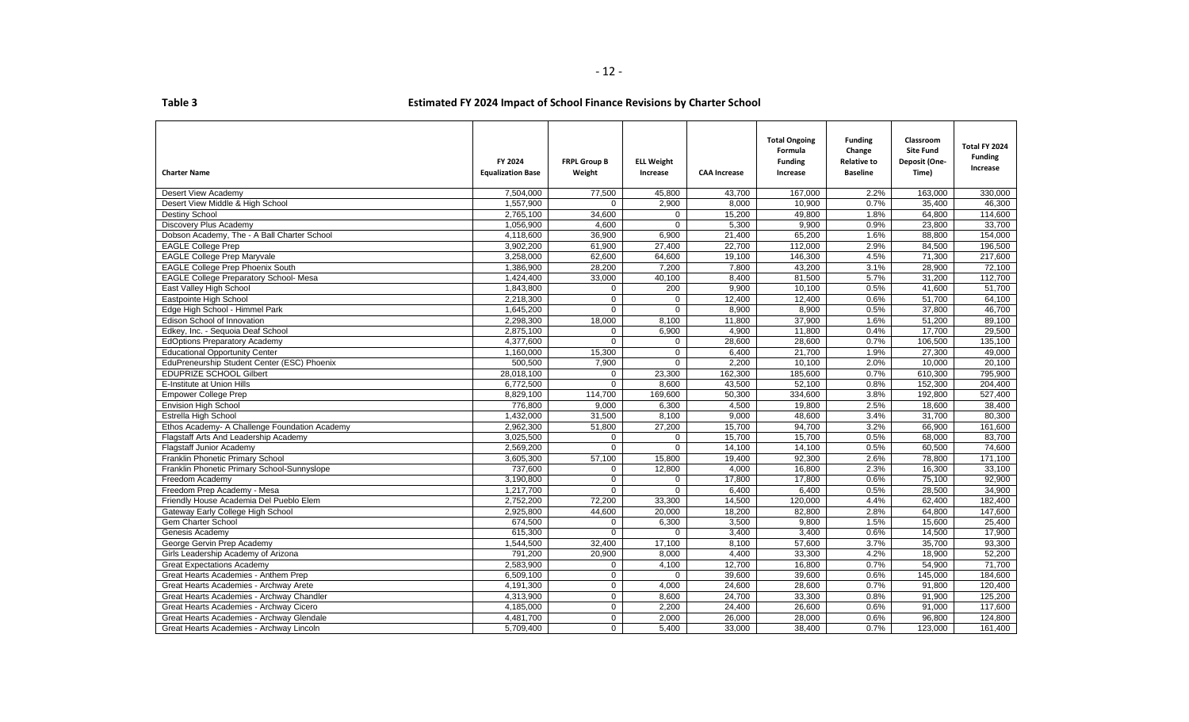**Table 3** **Estimated FY 2024 Impact of School Finance Revisions by Charter School**

| Charter Name | FY 2024 Equalization Base | FRPL Group B Weight | ELL Weight Increase | CAA Increase | Total Ongoing Formula Funding Increase | Funding Change Relative to Baseline | Classroom Site Fund Deposit (One-Time) | Total FY 2024 Funding Increase |
|---|---|---|---|---|---|---|---|---|
| Desert View Academy | 7,504,000 | 77,500 | 45,800 | 43,700 | 167,000 | 2.2% | 163,000 | 330,000 |
| Desert View Middle & High School | 1,557,900 | 0 | 2,900 | 8,000 | 10,900 | 0.7% | 35,400 | 46,300 |
| Destiny School | 2,765,100 | 34,600 | 0 | 15,200 | 49,800 | 1.8% | 64,800 | 114,600 |
| Discovery Plus Academy | 1,056,900 | 4,600 | 0 | 5,300 | 9,900 | 0.9% | 23,800 | 33,700 |
| Dobson Academy, The - A Ball Charter School | 4,118,600 | 36,900 | 6,900 | 21,400 | 65,200 | 1.6% | 88,800 | 154,000 |
| EAGLE College Prep | 3,902,200 | 61,900 | 27,400 | 22,700 | 112,000 | 2.9% | 84,500 | 196,500 |
| EAGLE College Prep Maryvale | 3,258,000 | 62,600 | 64,600 | 19,100 | 146,300 | 4.5% | 71,300 | 217,600 |
| EAGLE College Prep Phoenix South | 1,386,900 | 28,200 | 7,200 | 7,800 | 43,200 | 3.1% | 28,900 | 72,100 |
| EAGLE College Preparatory School- Mesa | 1,424,400 | 33,000 | 40,100 | 8,400 | 81,500 | 5.7% | 31,200 | 112,700 |
| East Valley High School | 1,843,800 | 0 | 200 | 9,900 | 10,100 | 0.5% | 41,600 | 51,700 |
| Eastpointe High School | 2,218,300 | 0 | 0 | 12,400 | 12,400 | 0.6% | 51,700 | 64,100 |
| Edge High School - Himmel Park | 1,645,200 | 0 | 0 | 8,900 | 8,900 | 0.5% | 37,800 | 46,700 |
| Edison School of Innovation | 2,298,300 | 18,000 | 8,100 | 11,800 | 37,900 | 1.6% | 51,200 | 89,100 |
| Edkey, Inc. - Sequoia Deaf School | 2,875,100 | 0 | 6,900 | 4,900 | 11,800 | 0.4% | 17,700 | 29,500 |
| EdOptions Preparatory Academy | 4,377,600 | 0 | 0 | 28,600 | 28,600 | 0.7% | 106,500 | 135,100 |
| Educational Opportunity Center | 1,160,000 | 15,300 | 0 | 6,400 | 21,700 | 1.9% | 27,300 | 49,000 |
| EduPreneurship Student Center (ESC) Phoenix | 500,500 | 7,900 | 0 | 2,200 | 10,100 | 2.0% | 10,000 | 20,100 |
| EDUPRIZE SCHOOL Gilbert | 28,018,100 | 0 | 23,300 | 162,300 | 185,600 | 0.7% | 610,300 | 795,900 |
| E-Institute at Union Hills | 6,772,500 | 0 | 8,600 | 43,500 | 52,100 | 0.8% | 152,300 | 204,400 |
| Empower College Prep | 8,829,100 | 114,700 | 169,600 | 50,300 | 334,600 | 3.8% | 192,800 | 527,400 |
| Envision High School | 776,800 | 9,000 | 6,300 | 4,500 | 19,800 | 2.5% | 18,600 | 38,400 |
| Estrella High School | 1,432,000 | 31,500 | 8,100 | 9,000 | 48,600 | 3.4% | 31,700 | 80,300 |
| Ethos Academy- A Challenge Foundation Academy | 2,962,300 | 51,800 | 27,200 | 15,700 | 94,700 | 3.2% | 66,900 | 161,600 |
| Flagstaff Arts And Leadership Academy | 3,025,500 | 0 | 0 | 15,700 | 15,700 | 0.5% | 68,000 | 83,700 |
| Flagstaff Junior Academy | 2,569,200 | 0 | 0 | 14,100 | 14,100 | 0.5% | 60,500 | 74,600 |
| Franklin Phonetic Primary School | 3,605,300 | 57,100 | 15,800 | 19,400 | 92,300 | 2.6% | 78,800 | 171,100 |
| Franklin Phonetic Primary School-Sunnyslope | 737,600 | 0 | 12,800 | 4,000 | 16,800 | 2.3% | 16,300 | 33,100 |
| Freedom Academy | 3,190,800 | 0 | 0 | 17,800 | 17,800 | 0.6% | 75,100 | 92,900 |
| Freedom Prep Academy - Mesa | 1,217,700 | 0 | 0 | 6,400 | 6,400 | 0.5% | 28,500 | 34,900 |
| Friendly House Academia Del Pueblo Elem | 2,752,200 | 72,200 | 33,300 | 14,500 | 120,000 | 4.4% | 62,400 | 182,400 |
| Gateway Early College High School | 2,925,800 | 44,600 | 20,000 | 18,200 | 82,800 | 2.8% | 64,800 | 147,600 |
| Gem Charter School | 674,500 | 0 | 6,300 | 3,500 | 9,800 | 1.5% | 15,600 | 25,400 |
| Genesis Academy | 615,300 | 0 | 0 | 3,400 | 3,400 | 0.6% | 14,500 | 17,900 |
| George Gervin Prep Academy | 1,544,500 | 32,400 | 17,100 | 8,100 | 57,600 | 3.7% | 35,700 | 93,300 |
| Girls Leadership Academy of Arizona | 791,200 | 20,900 | 8,000 | 4,400 | 33,300 | 4.2% | 18,900 | 52,200 |
| Great Expectations Academy | 2,583,900 | 0 | 4,100 | 12,700 | 16,800 | 0.7% | 54,900 | 71,700 |
| Great Hearts Academies - Anthem Prep | 6,509,100 | 0 | 0 | 39,600 | 39,600 | 0.6% | 145,000 | 184,600 |
| Great Hearts Academies - Archway Arete | 4,191,300 | 0 | 4,000 | 24,600 | 28,600 | 0.7% | 91,800 | 120,400 |
| Great Hearts Academies - Archway Chandler | 4,313,900 | 0 | 8,600 | 24,700 | 33,300 | 0.8% | 91,900 | 125,200 |
| Great Hearts Academies - Archway Cicero | 4,185,000 | 0 | 2,200 | 24,400 | 26,600 | 0.6% | 91,000 | 117,600 |
| Great Hearts Academies - Archway Glendale | 4,481,700 | 0 | 2,000 | 26,000 | 28,000 | 0.6% | 96,800 | 124,800 |
| Great Hearts Academies - Archway Lincoln | 5,709,400 | 0 | 5,400 | 33,000 | 38,400 | 0.7% | 123,000 | 161,400 |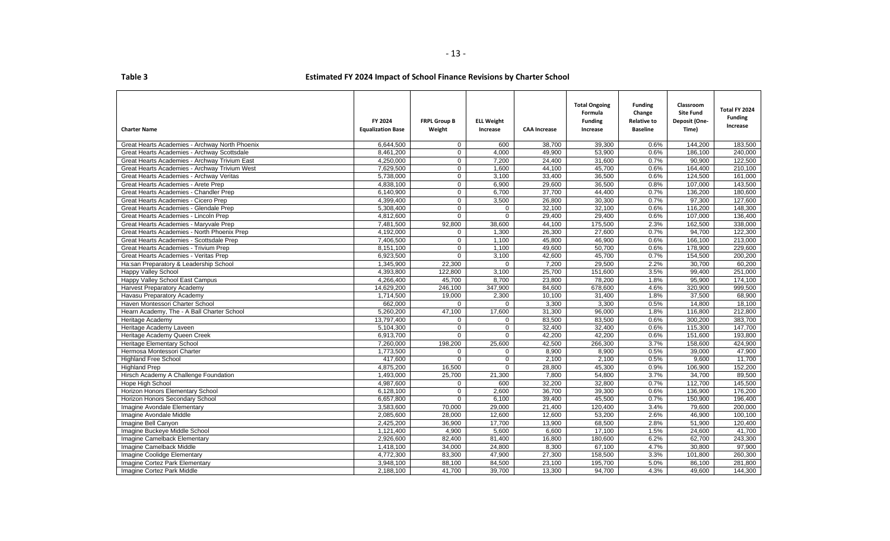**Table 3** **Estimated FY 2024 Impact of School Finance Revisions by Charter School**

| Charter Name | FY 2024 Equalization Base | FRPL Group B Weight | ELL Weight Increase | CAA Increase | Total Ongoing Formula Funding Increase | Funding Change Relative to Baseline | Classroom Site Fund Deposit (One-Time) | Total FY 2024 Funding Increase |
|---|---|---|---|---|---|---|---|---|
| Great Hearts Academies - Archway North Phoenix | 6,644,500 | 0 | 600 | 38,700 | 39,300 | 0.6% | 144,200 | 183,500 |
| Great Hearts Academies - Archway Scottsdale | 8,461,200 | 0 | 4,000 | 49,900 | 53,900 | 0.6% | 186,100 | 240,000 |
| Great Hearts Academies - Archway Trivium East | 4,250,000 | 0 | 7,200 | 24,400 | 31,600 | 0.7% | 90,900 | 122,500 |
| Great Hearts Academies - Archway Trivium West | 7,629,500 | 0 | 1,600 | 44,100 | 45,700 | 0.6% | 164,400 | 210,100 |
| Great Hearts Academies - Archway Veritas | 5,738,000 | 0 | 3,100 | 33,400 | 36,500 | 0.6% | 124,500 | 161,000 |
| Great Hearts Academies - Arete Prep | 4,838,100 | 0 | 6,900 | 29,600 | 36,500 | 0.8% | 107,000 | 143,500 |
| Great Hearts Academies - Chandler Prep | 6,140,900 | 0 | 6,700 | 37,700 | 44,400 | 0.7% | 136,200 | 180,600 |
| Great Hearts Academies - Cicero Prep | 4,399,400 | 0 | 3,500 | 26,800 | 30,300 | 0.7% | 97,300 | 127,600 |
| Great Hearts Academies - Glendale Prep | 5,308,400 | 0 | 0 | 32,100 | 32,100 | 0.6% | 116,200 | 148,300 |
| Great Hearts Academies - Lincoln Prep | 4,812,600 | 0 | 0 | 29,400 | 29,400 | 0.6% | 107,000 | 136,400 |
| Great Hearts Academies - Maryvale Prep | 7,481,500 | 92,800 | 38,600 | 44,100 | 175,500 | 2.3% | 162,500 | 338,000 |
| Great Hearts Academies - North Phoenix Prep | 4,192,000 | 0 | 1,300 | 26,300 | 27,600 | 0.7% | 94,700 | 122,300 |
| Great Hearts Academies - Scottsdale Prep | 7,406,500 | 0 | 1,100 | 45,800 | 46,900 | 0.6% | 166,100 | 213,000 |
| Great Hearts Academies - Trivium Prep | 8,151,100 | 0 | 1,100 | 49,600 | 50,700 | 0.6% | 178,900 | 229,600 |
| Great Hearts Academies - Veritas Prep | 6,923,500 | 0 | 3,100 | 42,600 | 45,700 | 0.7% | 154,500 | 200,200 |
| Ha:san Preparatory & Leadership School | 1,345,900 | 22,300 | 0 | 7,200 | 29,500 | 2.2% | 30,700 | 60,200 |
| Happy Valley School | 4,393,800 | 122,800 | 3,100 | 25,700 | 151,600 | 3.5% | 99,400 | 251,000 |
| Happy Valley School East Campus | 4,266,400 | 45,700 | 8,700 | 23,800 | 78,200 | 1.8% | 95,900 | 174,100 |
| Harvest Preparatory Academy | 14,629,200 | 246,100 | 347,900 | 84,600 | 678,600 | 4.6% | 320,900 | 999,500 |
| Havasu Preparatory Academy | 1,714,500 | 19,000 | 2,300 | 10,100 | 31,400 | 1.8% | 37,500 | 68,900 |
| Haven Montessori Charter School | 662,000 | 0 | 0 | 3,300 | 3,300 | 0.5% | 14,800 | 18,100 |
| Hearn Academy, The - A Ball Charter School | 5,260,200 | 47,100 | 17,600 | 31,300 | 96,000 | 1.8% | 116,800 | 212,800 |
| Heritage Academy | 13,797,400 | 0 | 0 | 83,500 | 83,500 | 0.6% | 300,200 | 383,700 |
| Heritage Academy Laveen | 5,104,300 | 0 | 0 | 32,400 | 32,400 | 0.6% | 115,300 | 147,700 |
| Heritage Academy Queen Creek | 6,913,700 | 0 | 0 | 42,200 | 42,200 | 0.6% | 151,600 | 193,800 |
| Heritage Elementary School | 7,260,000 | 198,200 | 25,600 | 42,500 | 266,300 | 3.7% | 158,600 | 424,900 |
| Hermosa Montessori Charter | 1,773,500 | 0 | 0 | 8,900 | 8,900 | 0.5% | 39,000 | 47,900 |
| Highland Free School | 417,600 | 0 | 0 | 2,100 | 2,100 | 0.5% | 9,600 | 11,700 |
| Highland Prep | 4,875,200 | 16,500 | 0 | 28,800 | 45,300 | 0.9% | 106,900 | 152,200 |
| Hirsch Academy A Challenge Foundation | 1,493,000 | 25,700 | 21,300 | 7,800 | 54,800 | 3.7% | 34,700 | 89,500 |
| Hope High School | 4,987,600 | 0 | 600 | 32,200 | 32,800 | 0.7% | 112,700 | 145,500 |
| Horizon Honors Elementary School | 6,128,100 | 0 | 2,600 | 36,700 | 39,300 | 0.6% | 136,900 | 176,200 |
| Horizon Honors Secondary School | 6,657,800 | 0 | 6,100 | 39,400 | 45,500 | 0.7% | 150,900 | 196,400 |
| Imagine Avondale Elementary | 3,583,600 | 70,000 | 29,000 | 21,400 | 120,400 | 3.4% | 79,600 | 200,000 |
| Imagine Avondale Middle | 2,085,600 | 28,000 | 12,600 | 12,600 | 53,200 | 2.6% | 46,900 | 100,100 |
| Imagine Bell Canyon | 2,425,200 | 36,900 | 17,700 | 13,900 | 68,500 | 2.8% | 51,900 | 120,400 |
| Imagine Buckeye Middle School | 1,121,400 | 4,900 | 5,600 | 6,600 | 17,100 | 1.5% | 24,600 | 41,700 |
| Imagine Camelback Elementary | 2,926,600 | 82,400 | 81,400 | 16,800 | 180,600 | 6.2% | 62,700 | 243,300 |
| Imagine Camelback Middle | 1,418,100 | 34,000 | 24,800 | 8,300 | 67,100 | 4.7% | 30,800 | 97,900 |
| Imagine Coolidge Elementary | 4,772,300 | 83,300 | 47,900 | 27,300 | 158,500 | 3.3% | 101,800 | 260,300 |
| Imagine Cortez Park Elementary | 3,948,100 | 88,100 | 84,500 | 23,100 | 195,700 | 5.0% | 86,100 | 281,800 |
| Imagine Cortez Park Middle | 2,188,100 | 41,700 | 39,700 | 13,300 | 94,700 | 4.3% | 49,600 | 144,300 |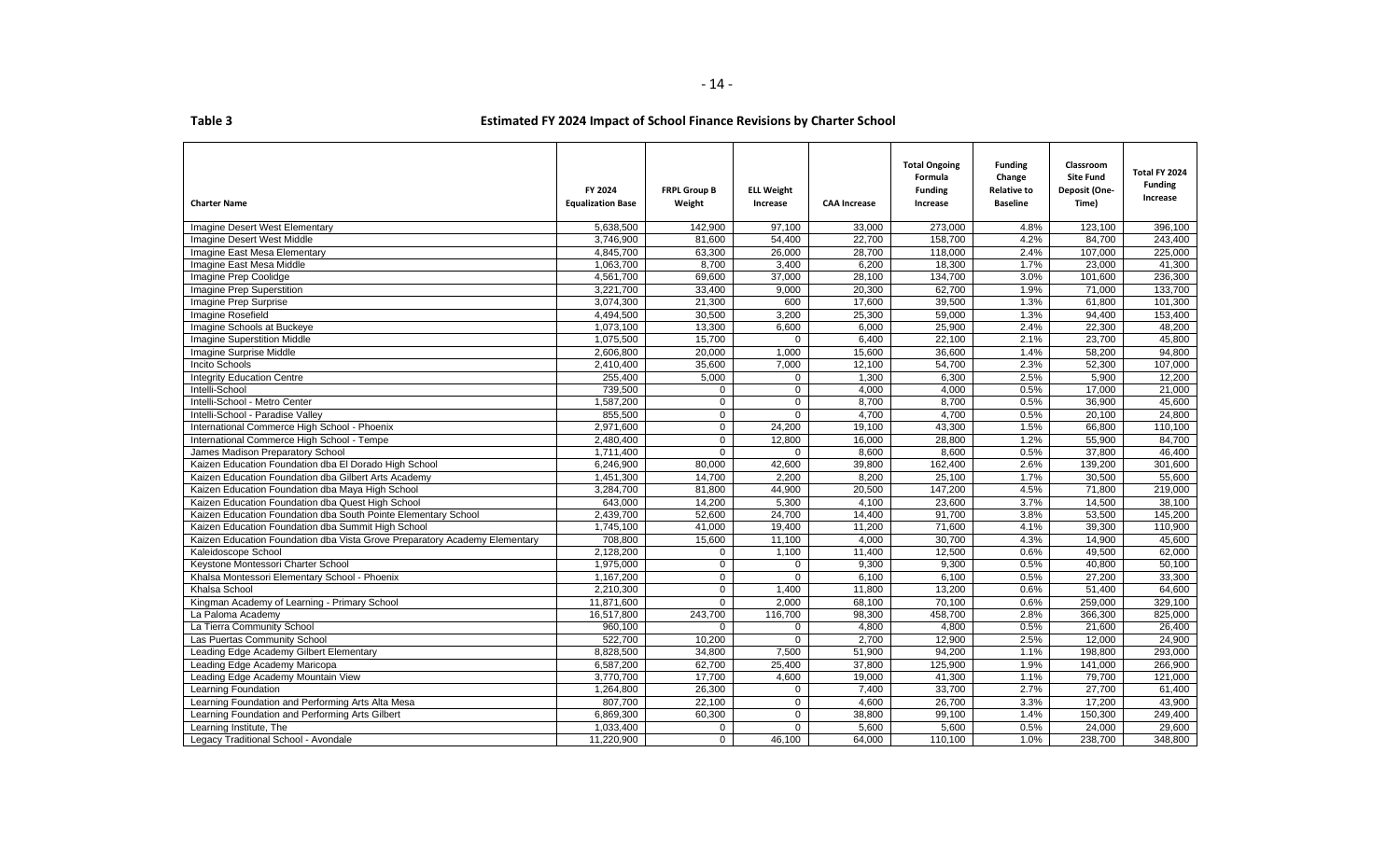**Table 3** **Estimated FY 2024 Impact of School Finance Revisions by Charter School**

| Charter Name | FY 2024 Equalization Base | FRPL Group B Weight | ELL Weight Increase | CAA Increase | Total Ongoing Formula Funding Increase | Funding Change Relative to Baseline | Classroom Site Fund Deposit (One-Time) | Total FY 2024 Funding Increase |
|---|---|---|---|---|---|---|---|---|
| Imagine Desert West Elementary | 5,638,500 | 142,900 | 97,100 | 33,000 | 273,000 | 4.8% | 123,100 | 396,100 |
| Imagine Desert West Middle | 3,746,900 | 81,600 | 54,400 | 22,700 | 158,700 | 4.2% | 84,700 | 243,400 |
| Imagine East Mesa Elementary | 4,845,700 | 63,300 | 26,000 | 28,700 | 118,000 | 2.4% | 107,000 | 225,000 |
| Imagine East Mesa Middle | 1,063,700 | 8,700 | 3,400 | 6,200 | 18,300 | 1.7% | 23,000 | 41,300 |
| Imagine Prep Coolidge | 4,561,700 | 69,600 | 37,000 | 28,100 | 134,700 | 3.0% | 101,600 | 236,300 |
| Imagine Prep Superstition | 3,221,700 | 33,400 | 9,000 | 20,300 | 62,700 | 1.9% | 71,000 | 133,700 |
| Imagine Prep Surprise | 3,074,300 | 21,300 | 600 | 17,600 | 39,500 | 1.3% | 61,800 | 101,300 |
| Imagine Rosefield | 4,494,500 | 30,500 | 3,200 | 25,300 | 59,000 | 1.3% | 94,400 | 153,400 |
| Imagine Schools at Buckeye | 1,073,100 | 13,300 | 6,600 | 6,000 | 25,900 | 2.4% | 22,300 | 48,200 |
| Imagine Superstition Middle | 1,075,500 | 15,700 | 0 | 6,400 | 22,100 | 2.1% | 23,700 | 45,800 |
| Imagine Surprise Middle | 2,606,800 | 20,000 | 1,000 | 15,600 | 36,600 | 1.4% | 58,200 | 94,800 |
| Incito Schools | 2,410,400 | 35,600 | 7,000 | 12,100 | 54,700 | 2.3% | 52,300 | 107,000 |
| Integrity Education Centre | 255,400 | 5,000 | 0 | 1,300 | 6,300 | 2.5% | 5,900 | 12,200 |
| Intelli-School | 739,500 | 0 | 0 | 4,000 | 4,000 | 0.5% | 17,000 | 21,000 |
| Intelli-School - Metro Center | 1,587,200 | 0 | 0 | 8,700 | 8,700 | 0.5% | 36,900 | 45,600 |
| Intelli-School - Paradise Valley | 855,500 | 0 | 0 | 4,700 | 4,700 | 0.5% | 20,100 | 24,800 |
| International Commerce High School - Phoenix | 2,971,600 | 0 | 24,200 | 19,100 | 43,300 | 1.5% | 66,800 | 110,100 |
| International Commerce High School - Tempe | 2,480,400 | 0 | 12,800 | 16,000 | 28,800 | 1.2% | 55,900 | 84,700 |
| James Madison Preparatory School | 1,711,400 | 0 | 0 | 8,600 | 8,600 | 0.5% | 37,800 | 46,400 |
| Kaizen Education Foundation dba El Dorado High School | 6,246,900 | 80,000 | 42,600 | 39,800 | 162,400 | 2.6% | 139,200 | 301,600 |
| Kaizen Education Foundation dba Gilbert Arts Academy | 1,451,300 | 14,700 | 2,200 | 8,200 | 25,100 | 1.7% | 30,500 | 55,600 |
| Kaizen Education Foundation dba Maya High School | 3,284,700 | 81,800 | 44,900 | 20,500 | 147,200 | 4.5% | 71,800 | 219,000 |
| Kaizen Education Foundation dba Quest High School | 643,000 | 14,200 | 5,300 | 4,100 | 23,600 | 3.7% | 14,500 | 38,100 |
| Kaizen Education Foundation dba South Pointe Elementary School | 2,439,700 | 52,600 | 24,700 | 14,400 | 91,700 | 3.8% | 53,500 | 145,200 |
| Kaizen Education Foundation dba Summit High School | 1,745,100 | 41,000 | 19,400 | 11,200 | 71,600 | 4.1% | 39,300 | 110,900 |
| Kaizen Education Foundation dba Vista Grove Preparatory Academy Elementary | 708,800 | 15,600 | 11,100 | 4,000 | 30,700 | 4.3% | 14,900 | 45,600 |
| Kaleidoscope School | 2,128,200 | 0 | 1,100 | 11,400 | 12,500 | 0.6% | 49,500 | 62,000 |
| Keystone Montessori Charter School | 1,975,000 | 0 | 0 | 9,300 | 9,300 | 0.5% | 40,800 | 50,100 |
| Khalsa Montessori Elementary School - Phoenix | 1,167,200 | 0 | 0 | 6,100 | 6,100 | 0.5% | 27,200 | 33,300 |
| Khalsa School | 2,210,300 | 0 | 1,400 | 11,800 | 13,200 | 0.6% | 51,400 | 64,600 |
| Kingman Academy of Learning - Primary School | 11,871,600 | 0 | 2,000 | 68,100 | 70,100 | 0.6% | 259,000 | 329,100 |
| La Paloma Academy | 16,517,800 | 243,700 | 116,700 | 98,300 | 458,700 | 2.8% | 366,300 | 825,000 |
| La Tierra Community School | 960,100 | 0 | 0 | 4,800 | 4,800 | 0.5% | 21,600 | 26,400 |
| Las Puertas Community School | 522,700 | 10,200 | 0 | 2,700 | 12,900 | 2.5% | 12,000 | 24,900 |
| Leading Edge Academy Gilbert Elementary | 8,828,500 | 34,800 | 7,500 | 51,900 | 94,200 | 1.1% | 198,800 | 293,000 |
| Leading Edge Academy Maricopa | 6,587,200 | 62,700 | 25,400 | 37,800 | 125,900 | 1.9% | 141,000 | 266,900 |
| Leading Edge Academy Mountain View | 3,770,700 | 17,700 | 4,600 | 19,000 | 41,300 | 1.1% | 79,700 | 121,000 |
| Learning Foundation | 1,264,800 | 26,300 | 0 | 7,400 | 33,700 | 2.7% | 27,700 | 61,400 |
| Learning Foundation and Performing Arts Alta Mesa | 807,700 | 22,100 | 0 | 4,600 | 26,700 | 3.3% | 17,200 | 43,900 |
| Learning Foundation and Performing Arts Gilbert | 6,869,300 | 60,300 | 0 | 38,800 | 99,100 | 1.4% | 150,300 | 249,400 |
| Learning Institute, The | 1,033,400 | 0 | 0 | 5,600 | 5,600 | 0.5% | 24,000 | 29,600 |
| Legacy Traditional School - Avondale | 11,220,900 | 0 | 46,100 | 64,000 | 110,100 | 1.0% | 238,700 | 348,800 |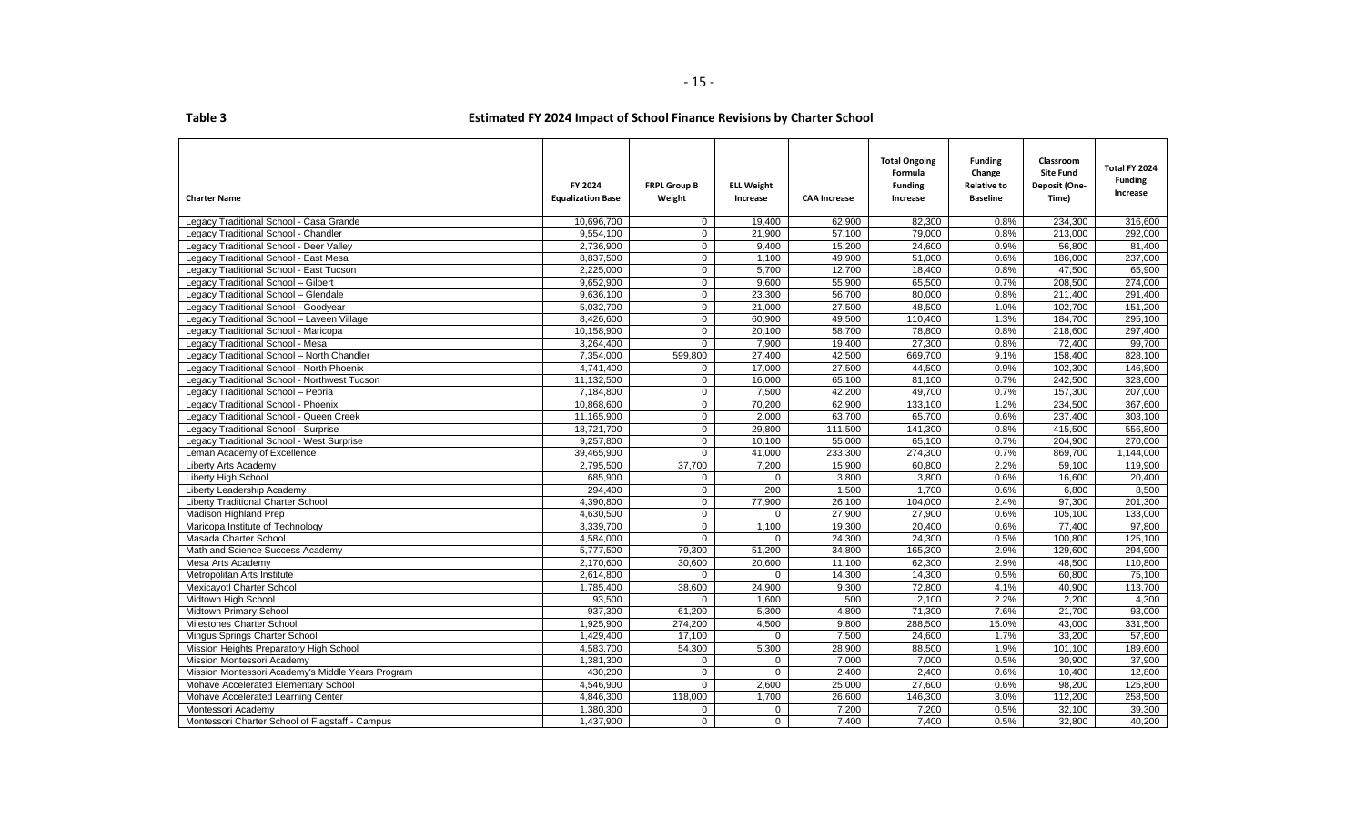**Table 3**

**Estimated FY 2024 Impact of School Finance Revisions by Charter School**

| Charter Name | FY 2024 Equalization Base | FRPL Group B Weight | ELL Weight Increase | CAA Increase | Total Ongoing Formula Funding Increase | Funding Change Relative to Baseline | Classroom Site Fund Deposit (One-Time) | Total FY 2024 Funding Increase |
|---|---|---|---|---|---|---|---|---|
| Legacy Traditional School - Casa Grande | 10,696,700 | 0 | 19,400 | 62,900 | 82,300 | 0.8% | 234,300 | 316,600 |
| Legacy Traditional School - Chandler | 9,554,100 | 0 | 21,900 | 57,100 | 79,000 | 0.8% | 213,000 | 292,000 |
| Legacy Traditional School - Deer Valley | 2,736,900 | 0 | 9,400 | 15,200 | 24,600 | 0.9% | 56,800 | 81,400 |
| Legacy Traditional School - East Mesa | 8,837,500 | 0 | 1,100 | 49,900 | 51,000 | 0.6% | 186,000 | 237,000 |
| Legacy Traditional School - East Tucson | 2,225,000 | 0 | 5,700 | 12,700 | 18,400 | 0.8% | 47,500 | 65,900 |
| Legacy Traditional School – Gilbert | 9,652,900 | 0 | 9,600 | 55,900 | 65,500 | 0.7% | 208,500 | 274,000 |
| Legacy Traditional School – Glendale | 9,636,100 | 0 | 23,300 | 56,700 | 80,000 | 0.8% | 211,400 | 291,400 |
| Legacy Traditional School - Goodyear | 5,032,700 | 0 | 21,000 | 27,500 | 48,500 | 1.0% | 102,700 | 151,200 |
| Legacy Traditional School – Laveen Village | 8,426,600 | 0 | 60,900 | 49,500 | 110,400 | 1.3% | 184,700 | 295,100 |
| Legacy Traditional School - Maricopa | 10,158,900 | 0 | 20,100 | 58,700 | 78,800 | 0.8% | 218,600 | 297,400 |
| Legacy Traditional School - Mesa | 3,264,400 | 0 | 7,900 | 19,400 | 27,300 | 0.8% | 72,400 | 99,700 |
| Legacy Traditional School – North Chandler | 7,354,000 | 599,800 | 27,400 | 42,500 | 669,700 | 9.1% | 158,400 | 828,100 |
| Legacy Traditional School - North Phoenix | 4,741,400 | 0 | 17,000 | 27,500 | 44,500 | 0.9% | 102,300 | 146,800 |
| Legacy Traditional School - Northwest Tucson | 11,132,500 | 0 | 16,000 | 65,100 | 81,100 | 0.7% | 242,500 | 323,600 |
| Legacy Traditional School – Peoria | 7,184,800 | 0 | 7,500 | 42,200 | 49,700 | 0.7% | 157,300 | 207,000 |
| Legacy Traditional School - Phoenix | 10,868,600 | 0 | 70,200 | 62,900 | 133,100 | 1.2% | 234,500 | 367,600 |
| Legacy Traditional School - Queen Creek | 11,165,900 | 0 | 2,000 | 63,700 | 65,700 | 0.6% | 237,400 | 303,100 |
| Legacy Traditional School - Surprise | 18,721,700 | 0 | 29,800 | 111,500 | 141,300 | 0.8% | 415,500 | 556,800 |
| Legacy Traditional School - West Surprise | 9,257,800 | 0 | 10,100 | 55,000 | 65,100 | 0.7% | 204,900 | 270,000 |
| Leman Academy of Excellence | 39,465,900 | 0 | 41,000 | 233,300 | 274,300 | 0.7% | 869,700 | 1,144,000 |
| Liberty Arts Academy | 2,795,500 | 37,700 | 7,200 | 15,900 | 60,800 | 2.2% | 59,100 | 119,900 |
| Liberty High School | 685,900 | 0 | 0 | 3,800 | 3,800 | 0.6% | 16,600 | 20,400 |
| Liberty Leadership Academy | 294,400 | 0 | 200 | 1,500 | 1,700 | 0.6% | 6,800 | 8,500 |
| Liberty Traditional Charter School | 4,390,800 | 0 | 77,900 | 26,100 | 104,000 | 2.4% | 97,300 | 201,300 |
| Madison Highland Prep | 4,630,500 | 0 | 0 | 27,900 | 27,900 | 0.6% | 105,100 | 133,000 |
| Maricopa Institute of Technology | 3,339,700 | 0 | 1,100 | 19,300 | 20,400 | 0.6% | 77,400 | 97,800 |
| Masada Charter School | 4,584,000 | 0 | 0 | 24,300 | 24,300 | 0.5% | 100,800 | 125,100 |
| Math and Science Success Academy | 5,777,500 | 79,300 | 51,200 | 34,800 | 165,300 | 2.9% | 129,600 | 294,900 |
| Mesa Arts Academy | 2,170,600 | 30,600 | 20,600 | 11,100 | 62,300 | 2.9% | 48,500 | 110,800 |
| Metropolitan Arts Institute | 2,614,800 | 0 | 0 | 14,300 | 14,300 | 0.5% | 60,800 | 75,100 |
| Mexicayotl Charter School | 1,785,400 | 38,600 | 24,900 | 9,300 | 72,800 | 4.1% | 40,900 | 113,700 |
| Midtown High School | 93,500 | 0 | 1,600 | 500 | 2,100 | 2.2% | 2,200 | 4,300 |
| Midtown Primary School | 937,300 | 61,200 | 5,300 | 4,800 | 71,300 | 7.6% | 21,700 | 93,000 |
| Milestones Charter School | 1,925,900 | 274,200 | 4,500 | 9,800 | 288,500 | 15.0% | 43,000 | 331,500 |
| Mingus Springs Charter School | 1,429,400 | 17,100 | 0 | 7,500 | 24,600 | 1.7% | 33,200 | 57,800 |
| Mission Heights Preparatory High School | 4,583,700 | 54,300 | 5,300 | 28,900 | 88,500 | 1.9% | 101,100 | 189,600 |
| Mission Montessori Academy | 1,381,300 | 0 | 0 | 7,000 | 7,000 | 0.5% | 30,900 | 37,900 |
| Mission Montessori Academy's Middle Years Program | 430,200 | 0 | 0 | 2,400 | 2,400 | 0.6% | 10,400 | 12,800 |
| Mohave Accelerated Elementary School | 4,546,900 | 0 | 2,600 | 25,000 | 27,600 | 0.6% | 98,200 | 125,800 |
| Mohave Accelerated Learning Center | 4,846,300 | 118,000 | 1,700 | 26,600 | 146,300 | 3.0% | 112,200 | 258,500 |
| Montessori Academy | 1,380,300 | 0 | 0 | 7,200 | 7,200 | 0.5% | 32,100 | 39,300 |
| Montessori Charter School of Flagstaff - Campus | 1,437,900 | 0 | 0 | 7,400 | 7,400 | 0.5% | 32,800 | 40,200 |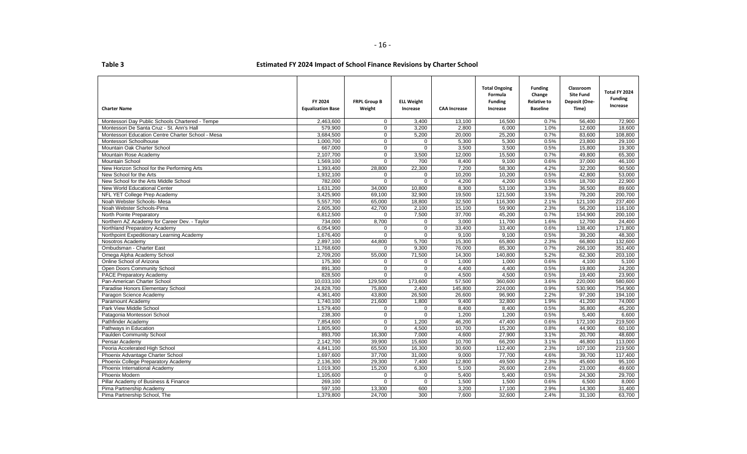**Table 3** **Estimated FY 2024 Impact of School Finance Revisions by Charter School**

| Charter Name | FY 2024 Equalization Base | FRPL Group B Weight | ELL Weight Increase | CAA Increase | Total Ongoing Formula Funding Increase | Funding Change Relative to Baseline | Classroom Site Fund Deposit (One-Time) | Total FY 2024 Funding Increase |
|---|---|---|---|---|---|---|---|---|
| Montessori Day Public Schools Chartered - Tempe | 2,463,600 | 0 | 3,400 | 13,100 | 16,500 | 0.7% | 56,400 | 72,900 |
| Montessori De Santa Cruz - St. Ann's Hall | 579,900 | 0 | 3,200 | 2,800 | 6,000 | 1.0% | 12,600 | 18,600 |
| Montessori Education Centre Charter School - Mesa | 3,684,500 | 0 | 5,200 | 20,000 | 25,200 | 0.7% | 83,600 | 108,800 |
| Montessori Schoolhouse | 1,000,700 | 0 | 0 | 5,300 | 5,300 | 0.5% | 23,800 | 29,100 |
| Mountain Oak Charter School | 667,000 | 0 | 0 | 3,500 | 3,500 | 0.5% | 15,800 | 19,300 |
| Mountain Rose Academy | 2,107,700 | 0 | 3,500 | 12,000 | 15,500 | 0.7% | 49,800 | 65,300 |
| Mountain School | 1,569,100 | 0 | 700 | 8,400 | 9,100 | 0.6% | 37,000 | 46,100 |
| New Horizon School for the Performing Arts | 1,393,400 | 28,800 | 22,300 | 7,200 | 58,300 | 4.2% | 32,200 | 90,500 |
| New School for the Arts | 1,932,100 | 0 | 0 | 10,200 | 10,200 | 0.5% | 42,800 | 53,000 |
| New School for the Arts Middle School | 782,000 | 0 | 0 | 4,200 | 4,200 | 0.5% | 18,700 | 22,900 |
| New World Educational Center | 1,631,200 | 34,000 | 10,800 | 8,300 | 53,100 | 3.3% | 36,500 | 89,600 |
| NFL YET College Prep Academy | 3,425,900 | 69,100 | 32,900 | 19,500 | 121,500 | 3.5% | 79,200 | 200,700 |
| Noah Webster Schools- Mesa | 5,557,700 | 65,000 | 18,800 | 32,500 | 116,300 | 2.1% | 121,100 | 237,400 |
| Noah Webster Schools-Pima | 2,605,300 | 42,700 | 2,100 | 15,100 | 59,900 | 2.3% | 56,200 | 116,100 |
| North Pointe Preparatory | 6,812,500 | 0 | 7,500 | 37,700 | 45,200 | 0.7% | 154,900 | 200,100 |
| Northern AZ Academy for Career Dev. - Taylor | 734,000 | 8,700 | 0 | 3,000 | 11,700 | 1.6% | 12,700 | 24,400 |
| Northland Preparatory Academy | 6,054,900 | 0 | 0 | 33,400 | 33,400 | 0.6% | 138,400 | 171,800 |
| Northpoint Expeditionary Learning Academy | 1,676,400 | 0 | 0 | 9,100 | 9,100 | 0.5% | 39,200 | 48,300 |
| Nosotros Academy | 2,897,100 | 44,800 | 5,700 | 15,300 | 65,800 | 2.3% | 66,800 | 132,600 |
| Ombudsman - Charter East | 11,768,600 | 0 | 9,300 | 76,000 | 85,300 | 0.7% | 266,100 | 351,400 |
| Omega Alpha Academy School | 2,709,200 | 55,000 | 71,500 | 14,300 | 140,800 | 5.2% | 62,300 | 203,100 |
| Online School of Arizona | 175,300 | 0 | 0 | 1,000 | 1,000 | 0.6% | 4,100 | 5,100 |
| Open Doors Community School | 891,300 | 0 | 0 | 4,400 | 4,400 | 0.5% | 19,800 | 24,200 |
| PACE Preparatory Academy | 828,500 | 0 | 0 | 4,500 | 4,500 | 0.5% | 19,400 | 23,900 |
| Pan-American Charter School | 10,033,100 | 129,500 | 173,600 | 57,500 | 360,600 | 3.6% | 220,000 | 580,600 |
| Paradise Honors Elementary School | 24,828,700 | 75,800 | 2,400 | 145,800 | 224,000 | 0.9% | 530,900 | 754,900 |
| Paragon Science Academy | 4,361,400 | 43,800 | 26,500 | 26,600 | 96,900 | 2.2% | 97,200 | 194,100 |
| Paramount Academy | 1,740,100 | 21,600 | 1,800 | 9,400 | 32,800 | 1.9% | 41,200 | 74,000 |
| Park View Middle School | 1,579,400 | 0 | 0 | 8,400 | 8,400 | 0.5% | 36,800 | 45,200 |
| Patagonia Montessori School | 238,300 | 0 | 0 | 1,200 | 1,200 | 0.5% | 5,400 | 6,600 |
| Pathfinder Academy | 7,854,600 | 0 | 1,200 | 46,200 | 47,400 | 0.6% | 172,100 | 219,500 |
| Pathways in Education | 1,805,900 | 0 | 4,500 | 10,700 | 15,200 | 0.8% | 44,900 | 60,100 |
| Paulden Community School | 893,700 | 16,300 | 7,000 | 4,600 | 27,900 | 3.1% | 20,700 | 48,600 |
| Pensar Academy | 2,142,700 | 39,900 | 15,600 | 10,700 | 66,200 | 3.1% | 46,800 | 113,000 |
| Peoria Accelerated High School | 4,841,100 | 65,500 | 16,300 | 30,600 | 112,400 | 2.3% | 107,100 | 219,500 |
| Phoenix Advantage Charter School | 1,697,600 | 37,700 | 31,000 | 9,000 | 77,700 | 4.6% | 39,700 | 117,400 |
| Phoenix College Preparatory Academy | 2,136,300 | 29,300 | 7,400 | 12,800 | 49,500 | 2.3% | 45,600 | 95,100 |
| Phoenix International Academy | 1,019,300 | 15,200 | 6,300 | 5,100 | 26,600 | 2.6% | 23,000 | 49,600 |
| Phoenix Modern | 1,105,600 | 0 | 0 | 5,400 | 5,400 | 0.5% | 24,300 | 29,700 |
| Pillar Academy of Business & Finance | 269,100 | 0 | 0 | 1,500 | 1,500 | 0.6% | 6,500 | 8,000 |
| Pima Partnership Academy | 597,100 | 13,300 | 600 | 3,200 | 17,100 | 2.9% | 14,300 | 31,400 |
| Pima Partnership School, The | 1,379,800 | 24,700 | 300 | 7,600 | 32,600 | 2.4% | 31,100 | 63,700 |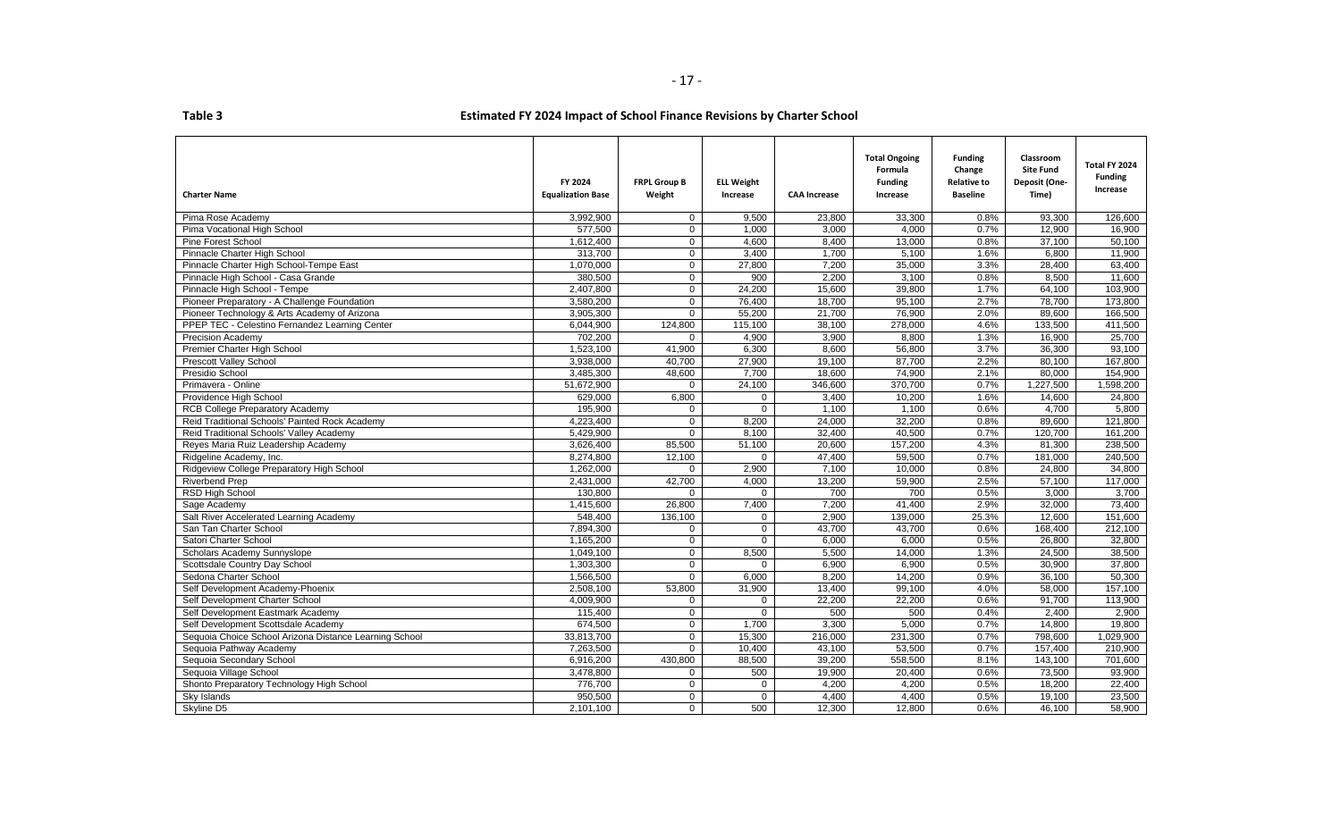**Table 3**

**Estimated FY 2024 Impact of School Finance Revisions by Charter School**

| Charter Name | FY 2024 Equalization Base | FRPL Group B Weight | ELL Weight Increase | CAA Increase | Total Ongoing Formula Funding Increase | Funding Change Relative to Baseline | Classroom Site Fund Deposit (One-Time) | Total FY 2024 Funding Increase |
|---|---|---|---|---|---|---|---|---|
| Pima Rose Academy | 3,992,900 | 0 | 9,500 | 23,800 | 33,300 | 0.8% | 93,300 | 126,600 |
| Pima Vocational High School | 577,500 | 0 | 1,000 | 3,000 | 4,000 | 0.7% | 12,900 | 16,900 |
| Pine Forest School | 1,612,400 | 0 | 4,600 | 8,400 | 13,000 | 0.8% | 37,100 | 50,100 |
| Pinnacle Charter High School | 313,700 | 0 | 3,400 | 1,700 | 5,100 | 1.6% | 6,800 | 11,900 |
| Pinnacle Charter High School-Tempe East | 1,070,000 | 0 | 27,800 | 7,200 | 35,000 | 3.3% | 28,400 | 63,400 |
| Pinnacle High School - Casa Grande | 380,500 | 0 | 900 | 2,200 | 3,100 | 0.8% | 8,500 | 11,600 |
| Pinnacle High School - Tempe | 2,407,800 | 0 | 24,200 | 15,600 | 39,800 | 1.7% | 64,100 | 103,900 |
| Pioneer Preparatory - A Challenge Foundation | 3,580,200 | 0 | 76,400 | 18,700 | 95,100 | 2.7% | 78,700 | 173,800 |
| Pioneer Technology & Arts Academy of Arizona | 3,905,300 | 0 | 55,200 | 21,700 | 76,900 | 2.0% | 89,600 | 166,500 |
| PPEP TEC - Celestino Fernandez Learning Center | 6,044,900 | 124,800 | 115,100 | 38,100 | 278,000 | 4.6% | 133,500 | 411,500 |
| Precision Academy | 702,200 | 0 | 4,900 | 3,900 | 8,800 | 1.3% | 16,900 | 25,700 |
| Premier Charter High School | 1,523,100 | 41,900 | 6,300 | 8,600 | 56,800 | 3.7% | 36,300 | 93,100 |
| Prescott Valley School | 3,938,000 | 40,700 | 27,900 | 19,100 | 87,700 | 2.2% | 80,100 | 167,800 |
| Presidio School | 3,485,300 | 48,600 | 7,700 | 18,600 | 74,900 | 2.1% | 80,000 | 154,900 |
| Primavera - Online | 51,672,900 | 0 | 24,100 | 346,600 | 370,700 | 0.7% | 1,227,500 | 1,598,200 |
| Providence High School | 629,000 | 6,800 | 0 | 3,400 | 10,200 | 1.6% | 14,600 | 24,800 |
| RCB College Preparatory Academy | 195,900 | 0 | 0 | 1,100 | 1,100 | 0.6% | 4,700 | 5,800 |
| Reid Traditional Schools' Painted Rock Academy | 4,223,400 | 0 | 8,200 | 24,000 | 32,200 | 0.8% | 89,600 | 121,800 |
| Reid Traditional Schools' Valley Academy | 5,429,900 | 0 | 8,100 | 32,400 | 40,500 | 0.7% | 120,700 | 161,200 |
| Reyes Maria Ruiz Leadership Academy | 3,626,400 | 85,500 | 51,100 | 20,600 | 157,200 | 4.3% | 81,300 | 238,500 |
| Ridgeline Academy, Inc. | 8,274,800 | 12,100 | 0 | 47,400 | 59,500 | 0.7% | 181,000 | 240,500 |
| Ridgeview College Preparatory High School | 1,262,000 | 0 | 2,900 | 7,100 | 10,000 | 0.8% | 24,800 | 34,800 |
| Riverbend Prep | 2,431,000 | 42,700 | 4,000 | 13,200 | 59,900 | 2.5% | 57,100 | 117,000 |
| RSD High School | 130,800 | 0 | 0 | 700 | 700 | 0.5% | 3,000 | 3,700 |
| Sage Academy | 1,415,600 | 26,800 | 7,400 | 7,200 | 41,400 | 2.9% | 32,000 | 73,400 |
| Salt River Accelerated Learning Academy | 548,400 | 136,100 | 0 | 2,900 | 139,000 | 25.3% | 12,600 | 151,600 |
| San Tan Charter School | 7,894,300 | 0 | 0 | 43,700 | 43,700 | 0.6% | 168,400 | 212,100 |
| Satori Charter School | 1,165,200 | 0 | 0 | 6,000 | 6,000 | 0.5% | 26,800 | 32,800 |
| Scholars Academy Sunnyslope | 1,049,100 | 0 | 8,500 | 5,500 | 14,000 | 1.3% | 24,500 | 38,500 |
| Scottsdale Country Day School | 1,303,300 | 0 | 0 | 6,900 | 6,900 | 0.5% | 30,900 | 37,800 |
| Sedona Charter School | 1,566,500 | 0 | 6,000 | 8,200 | 14,200 | 0.9% | 36,100 | 50,300 |
| Self Development Academy-Phoenix | 2,508,100 | 53,800 | 31,900 | 13,400 | 99,100 | 4.0% | 58,000 | 157,100 |
| Self Development Charter School | 4,009,900 | 0 | 0 | 22,200 | 22,200 | 0.6% | 91,700 | 113,900 |
| Self Development Eastmark Academy | 115,400 | 0 | 0 | 500 | 500 | 0.4% | 2,400 | 2,900 |
| Self Development Scottsdale Academy | 674,500 | 0 | 1,700 | 3,300 | 5,000 | 0.7% | 14,800 | 19,800 |
| Sequoia Choice School Arizona Distance Learning School | 33,813,700 | 0 | 15,300 | 216,000 | 231,300 | 0.7% | 798,600 | 1,029,900 |
| Sequoia Pathway Academy | 7,263,500 | 0 | 10,400 | 43,100 | 53,500 | 0.7% | 157,400 | 210,900 |
| Sequoia Secondary School | 6,916,200 | 430,800 | 88,500 | 39,200 | 558,500 | 8.1% | 143,100 | 701,600 |
| Sequoia Village School | 3,478,800 | 0 | 500 | 19,900 | 20,400 | 0.6% | 73,500 | 93,900 |
| Shonto Preparatory Technology High School | 776,700 | 0 | 0 | 4,200 | 4,200 | 0.5% | 18,200 | 22,400 |
| Sky Islands | 950,500 | 0 | 0 | 4,400 | 4,400 | 0.5% | 19,100 | 23,500 |
| Skyline D5 | 2,101,100 | 0 | 500 | 12,300 | 12,800 | 0.6% | 46,100 | 58,900 |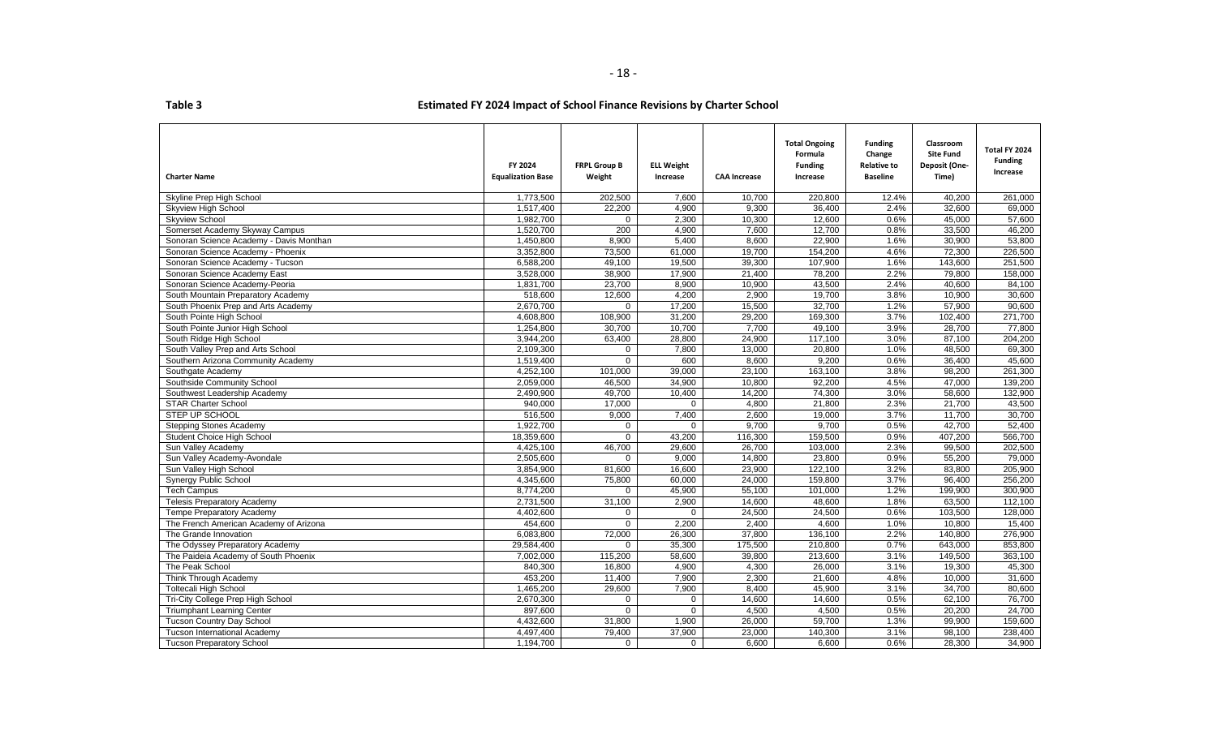**Table 3** **Estimated FY 2024 Impact of School Finance Revisions by Charter School**

| Charter Name | FY 2024 Equalization Base | FRPL Group B Weight | ELL Weight Increase | CAA Increase | Total Ongoing Formula Funding Increase | Funding Change Relative to Baseline | Classroom Site Fund Deposit (One-Time) | Total FY 2024 Funding Increase |
|---|---|---|---|---|---|---|---|---|
| Skyline Prep High School | 1,773,500 | 202,500 | 7,600 | 10,700 | 220,800 | 12.4% | 40,200 | 261,000 |
| Skyview High School | 1,517,400 | 22,200 | 4,900 | 9,300 | 36,400 | 2.4% | 32,600 | 69,000 |
| Skyview School | 1,982,700 | 0 | 2,300 | 10,300 | 12,600 | 0.6% | 45,000 | 57,600 |
| Somerset Academy Skyway Campus | 1,520,700 | 200 | 4,900 | 7,600 | 12,700 | 0.8% | 33,500 | 46,200 |
| Sonoran Science Academy - Davis Monthan | 1,450,800 | 8,900 | 5,400 | 8,600 | 22,900 | 1.6% | 30,900 | 53,800 |
| Sonoran Science Academy - Phoenix | 3,352,800 | 73,500 | 61,000 | 19,700 | 154,200 | 4.6% | 72,300 | 226,500 |
| Sonoran Science Academy - Tucson | 6,588,200 | 49,100 | 19,500 | 39,300 | 107,900 | 1.6% | 143,600 | 251,500 |
| Sonoran Science Academy East | 3,528,000 | 38,900 | 17,900 | 21,400 | 78,200 | 2.2% | 79,800 | 158,000 |
| Sonoran Science Academy-Peoria | 1,831,700 | 23,700 | 8,900 | 10,900 | 43,500 | 2.4% | 40,600 | 84,100 |
| South Mountain Preparatory Academy | 518,600 | 12,600 | 4,200 | 2,900 | 19,700 | 3.8% | 10,900 | 30,600 |
| South Phoenix Prep and Arts Academy | 2,670,700 | 0 | 17,200 | 15,500 | 32,700 | 1.2% | 57,900 | 90,600 |
| South Pointe High School | 4,608,800 | 108,900 | 31,200 | 29,200 | 169,300 | 3.7% | 102,400 | 271,700 |
| South Pointe Junior High School | 1,254,800 | 30,700 | 10,700 | 7,700 | 49,100 | 3.9% | 28,700 | 77,800 |
| South Ridge High School | 3,944,200 | 63,400 | 28,800 | 24,900 | 117,100 | 3.0% | 87,100 | 204,200 |
| South Valley Prep and Arts School | 2,109,300 | 0 | 7,800 | 13,000 | 20,800 | 1.0% | 48,500 | 69,300 |
| Southern Arizona Community Academy | 1,519,400 | 0 | 600 | 8,600 | 9,200 | 0.6% | 36,400 | 45,600 |
| Southgate Academy | 4,252,100 | 101,000 | 39,000 | 23,100 | 163,100 | 3.8% | 98,200 | 261,300 |
| Southside Community School | 2,059,000 | 46,500 | 34,900 | 10,800 | 92,200 | 4.5% | 47,000 | 139,200 |
| Southwest Leadership Academy | 2,490,900 | 49,700 | 10,400 | 14,200 | 74,300 | 3.0% | 58,600 | 132,900 |
| STAR Charter School | 940,000 | 17,000 | 0 | 4,800 | 21,800 | 2.3% | 21,700 | 43,500 |
| STEP UP SCHOOL | 516,500 | 9,000 | 7,400 | 2,600 | 19,000 | 3.7% | 11,700 | 30,700 |
| Stepping Stones Academy | 1,922,700 | 0 | 0 | 9,700 | 9,700 | 0.5% | 42,700 | 52,400 |
| Student Choice High School | 18,359,600 | 0 | 43,200 | 116,300 | 159,500 | 0.9% | 407,200 | 566,700 |
| Sun Valley Academy | 4,425,100 | 46,700 | 29,600 | 26,700 | 103,000 | 2.3% | 99,500 | 202,500 |
| Sun Valley Academy-Avondale | 2,505,600 | 0 | 9,000 | 14,800 | 23,800 | 0.9% | 55,200 | 79,000 |
| Sun Valley High School | 3,854,900 | 81,600 | 16,600 | 23,900 | 122,100 | 3.2% | 83,800 | 205,900 |
| Synergy Public School | 4,345,600 | 75,800 | 60,000 | 24,000 | 159,800 | 3.7% | 96,400 | 256,200 |
| Tech Campus | 8,774,200 | 0 | 45,900 | 55,100 | 101,000 | 1.2% | 199,900 | 300,900 |
| Telesis Preparatory Academy | 2,731,500 | 31,100 | 2,900 | 14,600 | 48,600 | 1.8% | 63,500 | 112,100 |
| Tempe Preparatory Academy | 4,402,600 | 0 | 0 | 24,500 | 24,500 | 0.6% | 103,500 | 128,000 |
| The French American Academy of Arizona | 454,600 | 0 | 2,200 | 2,400 | 4,600 | 1.0% | 10,800 | 15,400 |
| The Grande Innovation | 6,083,800 | 72,000 | 26,300 | 37,800 | 136,100 | 2.2% | 140,800 | 276,900 |
| The Odyssey Preparatory Academy | 29,584,400 | 0 | 35,300 | 175,500 | 210,800 | 0.7% | 643,000 | 853,800 |
| The Paideia Academy of South Phoenix | 7,002,000 | 115,200 | 58,600 | 39,800 | 213,600 | 3.1% | 149,500 | 363,100 |
| The Peak School | 840,300 | 16,800 | 4,900 | 4,300 | 26,000 | 3.1% | 19,300 | 45,300 |
| Think Through Academy | 453,200 | 11,400 | 7,900 | 2,300 | 21,600 | 4.8% | 10,000 | 31,600 |
| Toltecali High School | 1,465,200 | 29,600 | 7,900 | 8,400 | 45,900 | 3.1% | 34,700 | 80,600 |
| Tri-City College Prep High School | 2,670,300 | 0 | 0 | 14,600 | 14,600 | 0.5% | 62,100 | 76,700 |
| Triumphant Learning Center | 897,600 | 0 | 0 | 4,500 | 4,500 | 0.5% | 20,200 | 24,700 |
| Tucson Country Day School | 4,432,600 | 31,800 | 1,900 | 26,000 | 59,700 | 1.3% | 99,900 | 159,600 |
| Tucson International Academy | 4,497,400 | 79,400 | 37,900 | 23,000 | 140,300 | 3.1% | 98,100 | 238,400 |
| Tucson Preparatory School | 1,194,700 | 0 | 0 | 6,600 | 6,600 | 0.6% | 28,300 | 34,900 |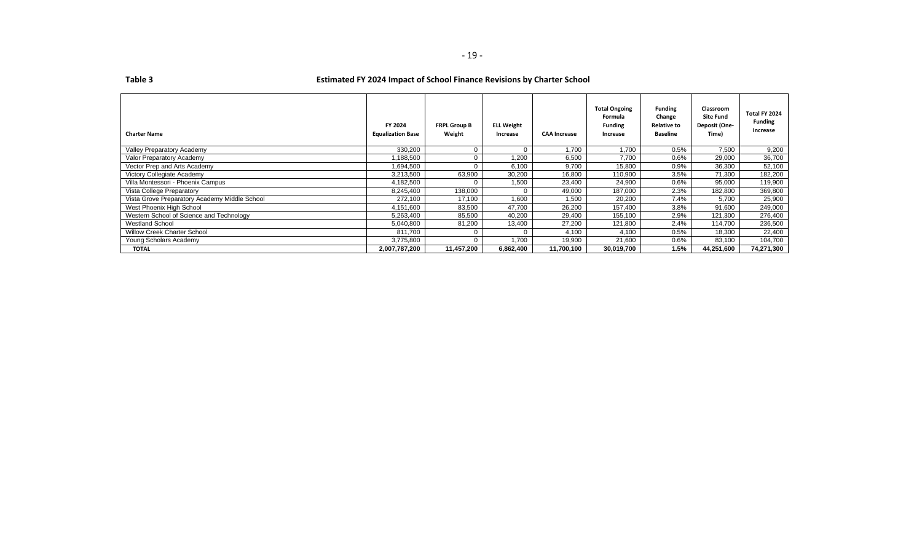**Table 3** **Estimated FY 2024 Impact of School Finance Revisions by Charter School**

| Charter Name | FY 2024 Equalization Base | FRPL Group B Weight | ELL Weight Increase | CAA Increase | Total Ongoing Formula Funding Increase | Funding Change Relative to Baseline | Classroom Site Fund Deposit (One-Time) | Total FY 2024 Funding Increase |
|---|---|---|---|---|---|---|---|---|
| Valley Preparatory Academy | 330,200 | 0 | 0 | 1,700 | 1,700 | 0.5% | 7,500 | 9,200 |
| Valor Preparatory Academy | 1,188,500 | 0 | 1,200 | 6,500 | 7,700 | 0.6% | 29,000 | 36,700 |
| Vector Prep and Arts Academy | 1,694,500 | 0 | 6,100 | 9,700 | 15,800 | 0.9% | 36,300 | 52,100 |
| Victory Collegiate Academy | 3,213,500 | 63,900 | 30,200 | 16,800 | 110,900 | 3.5% | 71,300 | 182,200 |
| Villa Montessori - Phoenix Campus | 4,182,500 | 0 | 1,500 | 23,400 | 24,900 | 0.6% | 95,000 | 119,900 |
| Vista College Preparatory | 8,245,400 | 138,000 | 0 | 49,000 | 187,000 | 2.3% | 182,800 | 369,800 |
| Vista Grove Preparatory Academy Middle School | 272,100 | 17,100 | 1,600 | 1,500 | 20,200 | 7.4% | 5,700 | 25,900 |
| West Phoenix High School | 4,151,600 | 83,500 | 47,700 | 26,200 | 157,400 | 3.8% | 91,600 | 249,000 |
| Western School of Science and Technology | 5,263,400 | 85,500 | 40,200 | 29,400 | 155,100 | 2.9% | 121,300 | 276,400 |
| Westland School | 5,040,800 | 81,200 | 13,400 | 27,200 | 121,800 | 2.4% | 114,700 | 236,500 |
| Willow Creek Charter School | 811,700 | 0 | 0 | 4,100 | 4,100 | 0.5% | 18,300 | 22,400 |
| Young Scholars Academy | 3,775,800 | 0 | 1,700 | 19,900 | 21,600 | 0.6% | 83,100 | 104,700 |
| **TOTAL** | **2,007,787,200** | **11,457,200** | **6,862,400** | **11,700,100** | **30,019,700** | **1.5%** | **44,251,600** | **74,271,300** |